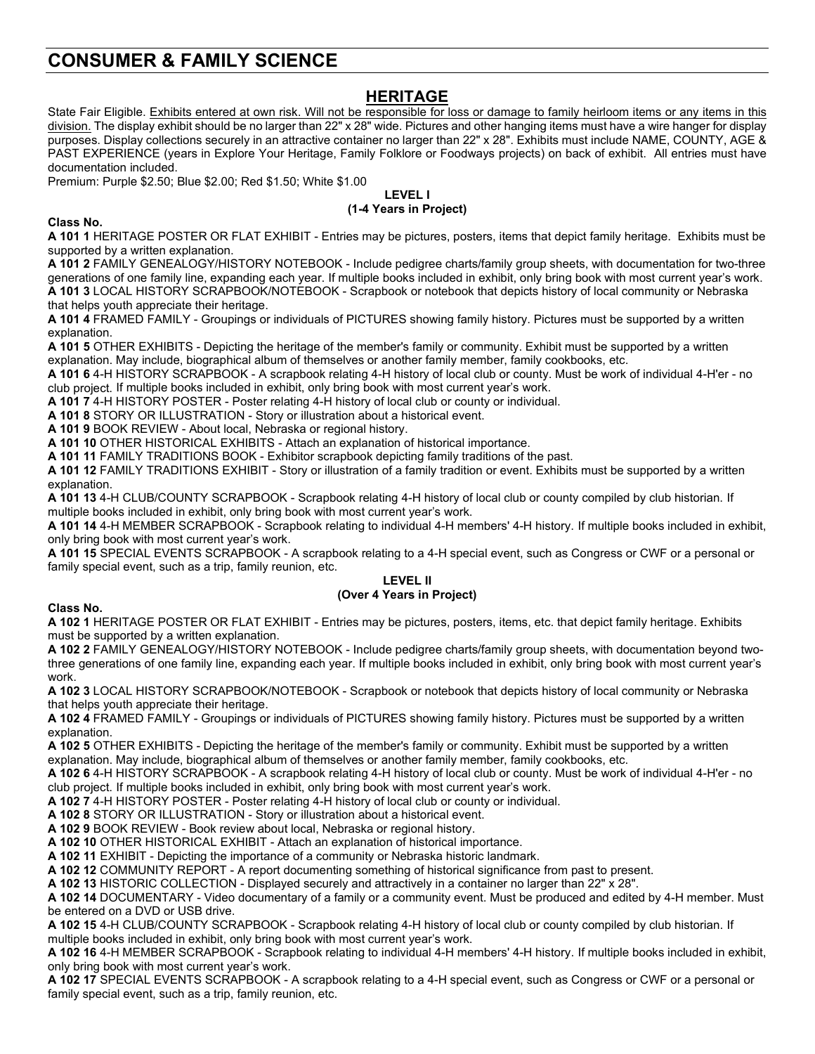# CONSUMER & FAMILY SCIENCE

## HERITAGE

State Fair Eligible. Exhibits entered at own risk. Will not be responsible for loss or damage to family heirloom items or any items in this division. The display exhibit should be no larger than 22" x 28" wide. Pictures and other hanging items must have a wire hanger for display purposes. Display collections securely in an attractive container no larger than 22" x 28". Exhibits must include NAME, COUNTY, AGE & PAST EXPERIENCE (years in Explore Your Heritage, Family Folklore or Foodways projects) on back of exhibit. All entries must have documentation included.

Premium: Purple $2.50; Blue $2.00; Red $1.50; White $1.00

### LEVEL I
### (1-4 Years in Project)

**Class No.**

**A 101 1** HERITAGE POSTER OR FLAT EXHIBIT - Entries may be pictures, posters, items that depict family heritage. Exhibits must be supported by a written explanation.

**A 101 2** FAMILY GENEALOGY/HISTORY NOTEBOOK - Include pedigree charts/family group sheets, with documentation for two-three generations of one family line, expanding each year. If multiple books included in exhibit, only bring book with most current year's work.

**A 101 3** LOCAL HISTORY SCRAPBOOK/NOTEBOOK - Scrapbook or notebook that depicts history of local community or Nebraska that helps youth appreciate their heritage.

**A 101 4** FRAMED FAMILY - Groupings or individuals of PICTURES showing family history. Pictures must be supported by a written explanation.

**A 101 5** OTHER EXHIBITS - Depicting the heritage of the member's family or community. Exhibit must be supported by a written explanation. May include, biographical album of themselves or another family member, family cookbooks, etc.

**A 101 6** 4-H HISTORY SCRAPBOOK - A scrapbook relating 4-H history of local club or county. Must be work of individual 4-H'er - no club project. If multiple books included in exhibit, only bring book with most current year's work.

**A 101 7** 4-H HISTORY POSTER - Poster relating 4-H history of local club or county or individual.

**A 101 8** STORY OR ILLUSTRATION - Story or illustration about a historical event.

**A 101 9** BOOK REVIEW - About local, Nebraska or regional history.

**A 101 10** OTHER HISTORICAL EXHIBITS - Attach an explanation of historical importance.

**A 101 11** FAMILY TRADITIONS BOOK - Exhibitor scrapbook depicting family traditions of the past.

**A 101 12** FAMILY TRADITIONS EXHIBIT - Story or illustration of a family tradition or event. Exhibits must be supported by a written explanation.

**A 101 13** 4-H CLUB/COUNTY SCRAPBOOK - Scrapbook relating 4-H history of local club or county compiled by club historian. If multiple books included in exhibit, only bring book with most current year's work.

**A 101 14** 4-H MEMBER SCRAPBOOK - Scrapbook relating to individual 4-H members' 4-H history. If multiple books included in exhibit, only bring book with most current year's work.

**A 101 15** SPECIAL EVENTS SCRAPBOOK - A scrapbook relating to a 4-H special event, such as Congress or CWF or a personal or family special event, such as a trip, family reunion, etc.

### LEVEL II
### (Over 4 Years in Project)

**Class No.**

**A 102 1** HERITAGE POSTER OR FLAT EXHIBIT - Entries may be pictures, posters, items, etc. that depict family heritage. Exhibits must be supported by a written explanation.

**A 102 2** FAMILY GENEALOGY/HISTORY NOTEBOOK - Include pedigree charts/family group sheets, with documentation beyond two-three generations of one family line, expanding each year. If multiple books included in exhibit, only bring book with most current year's work.

**A 102 3** LOCAL HISTORY SCRAPBOOK/NOTEBOOK - Scrapbook or notebook that depicts history of local community or Nebraska that helps youth appreciate their heritage.

**A 102 4** FRAMED FAMILY - Groupings or individuals of PICTURES showing family history. Pictures must be supported by a written explanation.

**A 102 5** OTHER EXHIBITS - Depicting the heritage of the member's family or community. Exhibit must be supported by a written explanation. May include, biographical album of themselves or another family member, family cookbooks, etc.

**A 102 6** 4-H HISTORY SCRAPBOOK - A scrapbook relating 4-H history of local club or county. Must be work of individual 4-H'er - no club project. If multiple books included in exhibit, only bring book with most current year's work.

**A 102 7** 4-H HISTORY POSTER - Poster relating 4-H history of local club or county or individual.

**A 102 8** STORY OR ILLUSTRATION - Story or illustration about a historical event.

**A 102 9** BOOK REVIEW - Book review about local, Nebraska or regional history.

**A 102 10** OTHER HISTORICAL EXHIBIT - Attach an explanation of historical importance.

**A 102 11** EXHIBIT - Depicting the importance of a community or Nebraska historic landmark.

**A 102 12** COMMUNITY REPORT - A report documenting something of historical significance from past to present.

**A 102 13** HISTORIC COLLECTION - Displayed securely and attractively in a container no larger than 22" x 28".

**A 102 14** DOCUMENTARY - Video documentary of a family or a community event. Must be produced and edited by 4-H member. Must be entered on a DVD or USB drive.

**A 102 15** 4-H CLUB/COUNTY SCRAPBOOK - Scrapbook relating 4-H history of local club or county compiled by club historian. If multiple books included in exhibit, only bring book with most current year's work.

**A 102 16** 4-H MEMBER SCRAPBOOK - Scrapbook relating to individual 4-H members' 4-H history. If multiple books included in exhibit, only bring book with most current year's work.

**A 102 17** SPECIAL EVENTS SCRAPBOOK - A scrapbook relating to a 4-H special event, such as Congress or CWF or a personal or family special event, such as a trip, family reunion, etc.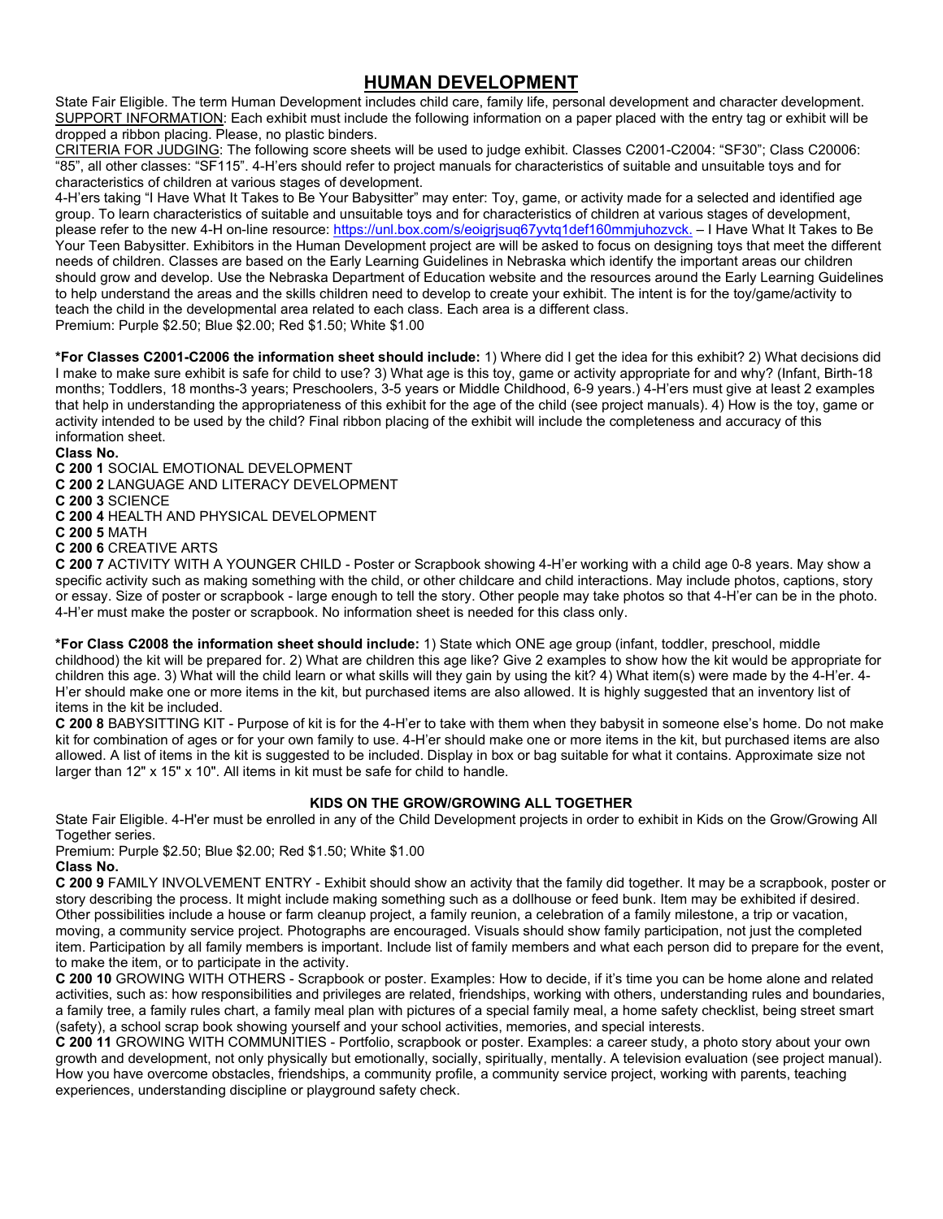# HUMAN DEVELOPMENT

State Fair Eligible. The term Human Development includes child care, family life, personal development and character development. SUPPORT INFORMATION: Each exhibit must include the following information on a paper placed with the entry tag or exhibit will be dropped a ribbon placing. Please, no plastic binders.

CRITERIA FOR JUDGING: The following score sheets will be used to judge exhibit. Classes C2001-C2004: "SF30"; Class C20006: "85", all other classes: "SF115". 4-H'ers should refer to project manuals for characteristics of suitable and unsuitable toys and for characteristics of children at various stages of development.

4-H'ers taking "I Have What It Takes to Be Your Babysitter" may enter: Toy, game, or activity made for a selected and identified age group. To learn characteristics of suitable and unsuitable toys and for characteristics of children at various stages of development, please refer to the new 4-H on-line resource: https://unl.box.com/s/eoigrjsuq67yvtq1def160mmjuhozvck. – I Have What It Takes to Be Your Teen Babysitter. Exhibitors in the Human Development project are will be asked to focus on designing toys that meet the different needs of children. Classes are based on the Early Learning Guidelines in Nebraska which identify the important areas our children should grow and develop. Use the Nebraska Department of Education website and the resources around the Early Learning Guidelines to help understand the areas and the skills children need to develop to create your exhibit. The intent is for the toy/game/activity to teach the child in the developmental area related to each class. Each area is a different class.

Premium: Purple $2.50; Blue $2.00; Red $1.50; White $1.00

**\*For Classes C2001-C2006 the information sheet should include:** 1) Where did I get the idea for this exhibit? 2) What decisions did I make to make sure exhibit is safe for child to use? 3) What age is this toy, game or activity appropriate for and why? (Infant, Birth-18 months; Toddlers, 18 months-3 years; Preschoolers, 3-5 years or Middle Childhood, 6-9 years.) 4-H'ers must give at least 2 examples that help in understanding the appropriateness of this exhibit for the age of the child (see project manuals). 4) How is the toy, game or activity intended to be used by the child? Final ribbon placing of the exhibit will include the completeness and accuracy of this information sheet.

**Class No.**

**C 200 1** SOCIAL EMOTIONAL DEVELOPMENT

**C 200 2** LANGUAGE AND LITERACY DEVELOPMENT

**C 200 3** SCIENCE

**C 200 4** HEALTH AND PHYSICAL DEVELOPMENT

**C 200 5** MATH

**C 200 6** CREATIVE ARTS

**C 200 7** ACTIVITY WITH A YOUNGER CHILD - Poster or Scrapbook showing 4-H'er working with a child age 0-8 years. May show a specific activity such as making something with the child, or other childcare and child interactions. May include photos, captions, story or essay. Size of poster or scrapbook - large enough to tell the story. Other people may take photos so that 4-H'er can be in the photo. 4-H'er must make the poster or scrapbook. No information sheet is needed for this class only.

**\*For Class C2008 the information sheet should include:** 1) State which ONE age group (infant, toddler, preschool, middle childhood) the kit will be prepared for. 2) What are children this age like? Give 2 examples to show how the kit would be appropriate for children this age. 3) What will the child learn or what skills will they gain by using the kit? 4) What item(s) were made by the 4-H'er. 4-H'er should make one or more items in the kit, but purchased items are also allowed. It is highly suggested that an inventory list of items in the kit be included.

**C 200 8** BABYSITTING KIT - Purpose of kit is for the 4-H'er to take with them when they babysit in someone else's home. Do not make kit for combination of ages or for your own family to use. 4-H'er should make one or more items in the kit, but purchased items are also allowed. A list of items in the kit is suggested to be included. Display in box or bag suitable for what it contains. Approximate size not larger than 12" x 15" x 10". All items in kit must be safe for child to handle.

### KIDS ON THE GROW/GROWING ALL TOGETHER

State Fair Eligible. 4-H'er must be enrolled in any of the Child Development projects in order to exhibit in Kids on the Grow/Growing All Together series.

Premium: Purple $2.50; Blue $2.00; Red $1.50; White $1.00

**Class No.**

**C 200 9** FAMILY INVOLVEMENT ENTRY - Exhibit should show an activity that the family did together. It may be a scrapbook, poster or story describing the process. It might include making something such as a dollhouse or feed bunk. Item may be exhibited if desired. Other possibilities include a house or farm cleanup project, a family reunion, a celebration of a family milestone, a trip or vacation, moving, a community service project. Photographs are encouraged. Visuals should show family participation, not just the completed item. Participation by all family members is important. Include list of family members and what each person did to prepare for the event, to make the item, or to participate in the activity.

**C 200 10** GROWING WITH OTHERS - Scrapbook or poster. Examples: How to decide, if it's time you can be home alone and related activities, such as: how responsibilities and privileges are related, friendships, working with others, understanding rules and boundaries, a family tree, a family rules chart, a family meal plan with pictures of a special family meal, a home safety checklist, being street smart (safety), a school scrap book showing yourself and your school activities, memories, and special interests.

**C 200 11** GROWING WITH COMMUNITIES - Portfolio, scrapbook or poster. Examples: a career study, a photo story about your own growth and development, not only physically but emotionally, socially, spiritually, mentally. A television evaluation (see project manual). How you have overcome obstacles, friendships, a community profile, a community service project, working with parents, teaching experiences, understanding discipline or playground safety check.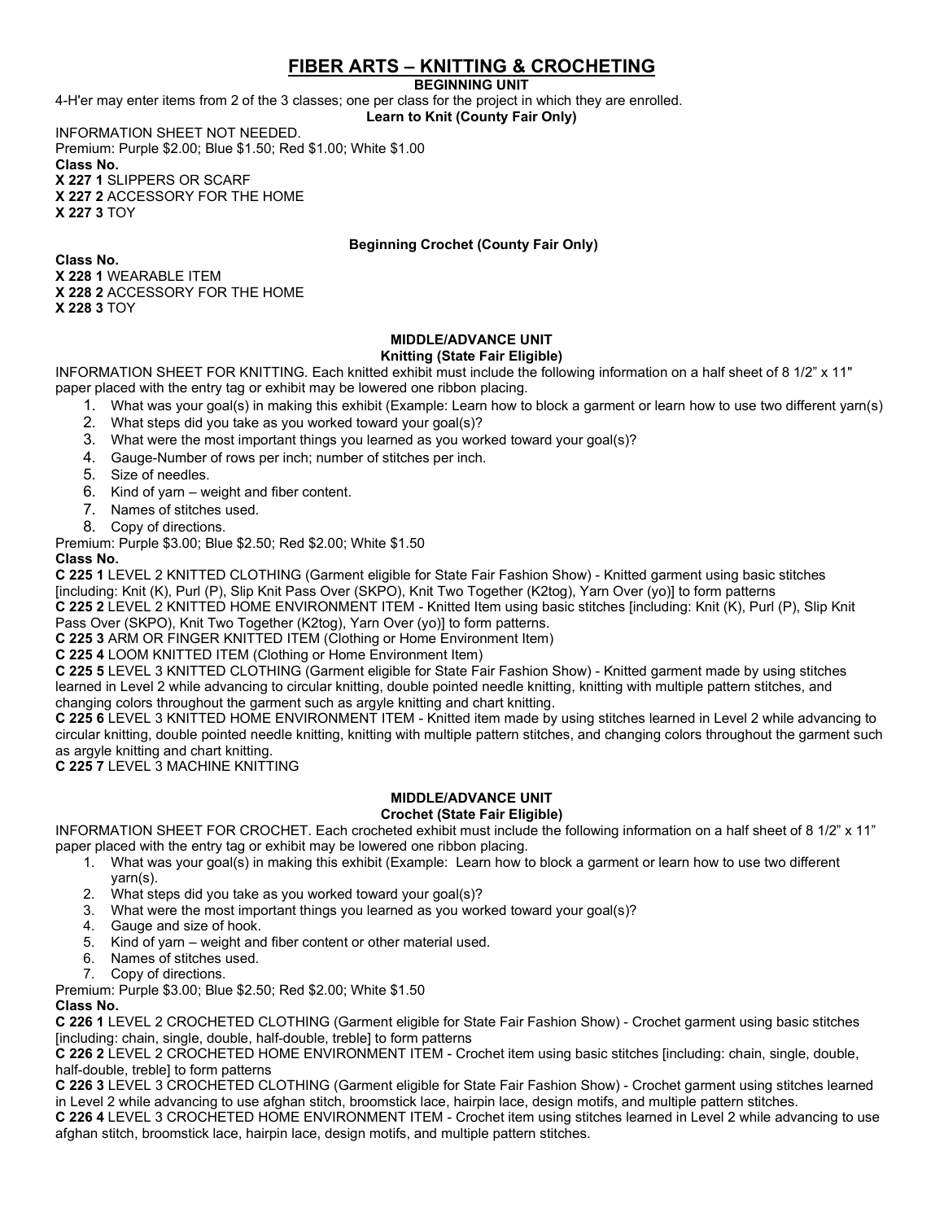# FIBER ARTS – KNITTING & CROCHETING

**BEGINNING UNIT**

4-H'er may enter items from 2 of the 3 classes; one per class for the project in which they are enrolled.

**Learn to Knit (County Fair Only)**

INFORMATION SHEET NOT NEEDED.
Premium: Purple $2.00; Blue $1.50; Red $1.00; White $1.00

**Class No.**
**X 227 1** SLIPPERS OR SCARF
**X 227 2** ACCESSORY FOR THE HOME
**X 227 3** TOY

**Beginning Crochet (County Fair Only)**

**Class No.**
**X 228 1** WEARABLE ITEM
**X 228 2** ACCESSORY FOR THE HOME
**X 228 3** TOY

## MIDDLE/ADVANCE UNIT

**Knitting (State Fair Eligible)**

INFORMATION SHEET FOR KNITTING. Each knitted exhibit must include the following information on a half sheet of 8 1/2" x 11" paper placed with the entry tag or exhibit may be lowered one ribbon placing.

1. What was your goal(s) in making this exhibit (Example: Learn how to block a garment or learn how to use two different yarn(s)
2. What steps did you take as you worked toward your goal(s)?
3. What were the most important things you learned as you worked toward your goal(s)?
4. Gauge-Number of rows per inch; number of stitches per inch.
5. Size of needles.
6. Kind of yarn – weight and fiber content.
7. Names of stitches used.
8. Copy of directions.

Premium: Purple $3.00; Blue $2.50; Red $2.00; White $1.50

**Class No.**
**C 225 1** LEVEL 2 KNITTED CLOTHING (Garment eligible for State Fair Fashion Show) - Knitted garment using basic stitches [including: Knit (K), Purl (P), Slip Knit Pass Over (SKPO), Knit Two Together (K2tog), Yarn Over (yo)] to form patterns
**C 225 2** LEVEL 2 KNITTED HOME ENVIRONMENT ITEM - Knitted Item using basic stitches [including: Knit (K), Purl (P), Slip Knit Pass Over (SKPO), Knit Two Together (K2tog), Yarn Over (yo)] to form patterns.
**C 225 3** ARM OR FINGER KNITTED ITEM (Clothing or Home Environment Item)
**C 225 4** LOOM KNITTED ITEM (Clothing or Home Environment Item)
**C 225 5** LEVEL 3 KNITTED CLOTHING (Garment eligible for State Fair Fashion Show) - Knitted garment made by using stitches learned in Level 2 while advancing to circular knitting, double pointed needle knitting, knitting with multiple pattern stitches, and changing colors throughout the garment such as argyle knitting and chart knitting.
**C 225 6** LEVEL 3 KNITTED HOME ENVIRONMENT ITEM - Knitted item made by using stitches learned in Level 2 while advancing to circular knitting, double pointed needle knitting, knitting with multiple pattern stitches, and changing colors throughout the garment such as argyle knitting and chart knitting.
**C 225 7** LEVEL 3 MACHINE KNITTING

## MIDDLE/ADVANCE UNIT

**Crochet (State Fair Eligible)**

INFORMATION SHEET FOR CROCHET. Each crocheted exhibit must include the following information on a half sheet of 8 1/2" x 11" paper placed with the entry tag or exhibit may be lowered one ribbon placing.

1. What was your goal(s) in making this exhibit (Example: Learn how to block a garment or learn how to use two different yarn(s).
2. What steps did you take as you worked toward your goal(s)?
3. What were the most important things you learned as you worked toward your goal(s)?
4. Gauge and size of hook.
5. Kind of yarn – weight and fiber content or other material used.
6. Names of stitches used.
7. Copy of directions.

Premium: Purple $3.00; Blue $2.50; Red $2.00; White $1.50

**Class No.**
**C 226 1** LEVEL 2 CROCHETED CLOTHING (Garment eligible for State Fair Fashion Show) - Crochet garment using basic stitches [including: chain, single, double, half-double, treble] to form patterns
**C 226 2** LEVEL 2 CROCHETED HOME ENVIRONMENT ITEM - Crochet item using basic stitches [including: chain, single, double, half-double, treble] to form patterns
**C 226 3** LEVEL 3 CROCHETED CLOTHING (Garment eligible for State Fair Fashion Show) - Crochet garment using stitches learned in Level 2 while advancing to use afghan stitch, broomstick lace, hairpin lace, design motifs, and multiple pattern stitches.
**C 226 4** LEVEL 3 CROCHETED HOME ENVIRONMENT ITEM - Crochet item using stitches learned in Level 2 while advancing to use afghan stitch, broomstick lace, hairpin lace, design motifs, and multiple pattern stitches.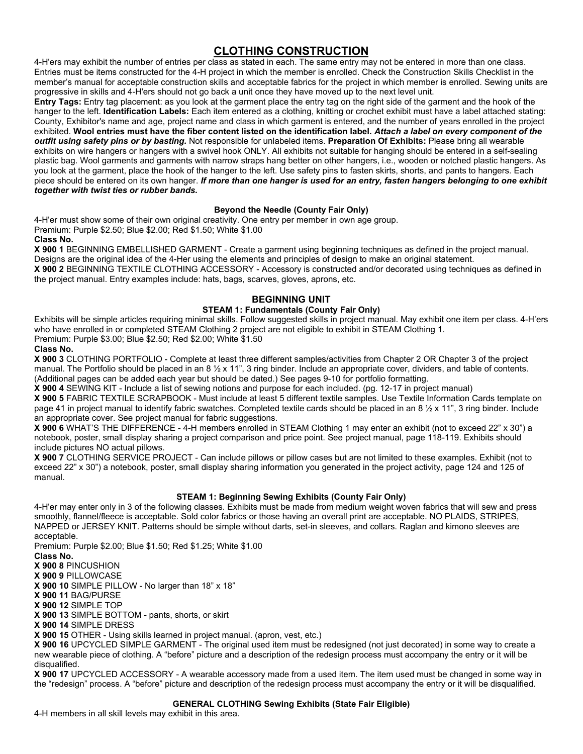# CLOTHING CONSTRUCTION

4-H'ers may exhibit the number of entries per class as stated in each. The same entry may not be entered in more than one class. Entries must be items constructed for the 4-H project in which the member is enrolled. Check the Construction Skills Checklist in the member's manual for acceptable construction skills and acceptable fabrics for the project in which member is enrolled. Sewing units are progressive in skills and 4-H'ers should not go back a unit once they have moved up to the next level unit.

**Entry Tags:** Entry tag placement: as you look at the garment place the entry tag on the right side of the garment and the hook of the hanger to the left. **Identification Labels:** Each item entered as a clothing, knitting or crochet exhibit must have a label attached stating: County, Exhibitor's name and age, project name and class in which garment is entered, and the number of years enrolled in the project exhibited. **Wool entries must have the fiber content listed on the identification label.** ***Attach a label on every component of the outfit using safety pins or by basting.*** Not responsible for unlabeled items. **Preparation Of Exhibits:** Please bring all wearable exhibits on wire hangers or hangers with a swivel hook ONLY. All exhibits not suitable for hanging should be entered in a self-sealing plastic bag. Wool garments and garments with narrow straps hang better on other hangers, i.e., wooden or notched plastic hangers. As you look at the garment, place the hook of the hanger to the left. Use safety pins to fasten skirts, shorts, and pants to hangers. Each piece should be entered on its own hanger. ***If more than one hanger is used for an entry, fasten hangers belonging to one exhibit together with twist ties or rubber bands.***

### Beyond the Needle (County Fair Only)

4-H'er must show some of their own original creativity. One entry per member in own age group.
Premium: Purple $2.50; Blue $2.00; Red $1.50; White $1.00

**Class No.**

**X 900 1** BEGINNING EMBELLISHED GARMENT - Create a garment using beginning techniques as defined in the project manual. Designs are the original idea of the 4-Her using the elements and principles of design to make an original statement.

**X 900 2** BEGINNING TEXTILE CLOTHING ACCESSORY - Accessory is constructed and/or decorated using techniques as defined in the project manual. Entry examples include: hats, bags, scarves, gloves, aprons, etc.

## BEGINNING UNIT

### STEAM 1: Fundamentals (County Fair Only)

Exhibits will be simple articles requiring minimal skills. Follow suggested skills in project manual. May exhibit one item per class. 4-H'ers who have enrolled in or completed STEAM Clothing 2 project are not eligible to exhibit in STEAM Clothing 1.
Premium: Purple $3.00; Blue $2.50; Red $2.00; White $1.50

**Class No.**

**X 900 3** CLOTHING PORTFOLIO - Complete at least three different samples/activities from Chapter 2 OR Chapter 3 of the project manual. The Portfolio should be placed in an 8 ½ x 11", 3 ring binder. Include an appropriate cover, dividers, and table of contents. (Additional pages can be added each year but should be dated.) See pages 9-10 for portfolio formatting.

**X 900 4** SEWING KIT - Include a list of sewing notions and purpose for each included. (pg. 12-17 in project manual)

**X 900 5** FABRIC TEXTILE SCRAPBOOK - Must include at least 5 different textile samples. Use Textile Information Cards template on page 41 in project manual to identify fabric swatches. Completed textile cards should be placed in an 8 ½ x 11", 3 ring binder. Include an appropriate cover. See project manual for fabric suggestions.

**X 900 6** WHAT'S THE DIFFERENCE - 4-H members enrolled in STEAM Clothing 1 may enter an exhibit (not to exceed 22" x 30") a notebook, poster, small display sharing a project comparison and price point. See project manual, page 118-119. Exhibits should include pictures NO actual pillows.

**X 900 7** CLOTHING SERVICE PROJECT - Can include pillows or pillow cases but are not limited to these examples. Exhibit (not to exceed 22" x 30") a notebook, poster, small display sharing information you generated in the project activity, page 124 and 125 of manual.

### STEAM 1: Beginning Sewing Exhibits (County Fair Only)

4-H'er may enter only in 3 of the following classes. Exhibits must be made from medium weight woven fabrics that will sew and press smoothly, flannel/fleece is acceptable. Sold color fabrics or those having an overall print are acceptable. NO PLAIDS, STRIPES, NAPPED or JERSEY KNIT. Patterns should be simple without darts, set-in sleeves, and collars. Raglan and kimono sleeves are acceptable.
Premium: Purple $2.00; Blue $1.50; Red $1.25; White $1.00

**Class No.**

**X 900 8** PINCUSHION
**X 900 9** PILLOWCASE
**X 900 10** SIMPLE PILLOW - No larger than 18" x 18"
**X 900 11** BAG/PURSE
**X 900 12** SIMPLE TOP
**X 900 13** SIMPLE BOTTOM - pants, shorts, or skirt
**X 900 14** SIMPLE DRESS
**X 900 15** OTHER - Using skills learned in project manual. (apron, vest, etc.)
**X 900 16** UPCYCLED SIMPLE GARMENT - The original used item must be redesigned (not just decorated) in some way to create a new wearable piece of clothing. A "before" picture and a description of the redesign process must accompany the entry or it will be disqualified.
**X 900 17** UPCYCLED ACCESSORY - A wearable accessory made from a used item. The item used must be changed in some way in the "redesign" process. A "before" picture and description of the redesign process must accompany the entry or it will be disqualified.

### GENERAL CLOTHING Sewing Exhibits (State Fair Eligible)

4-H members in all skill levels may exhibit in this area.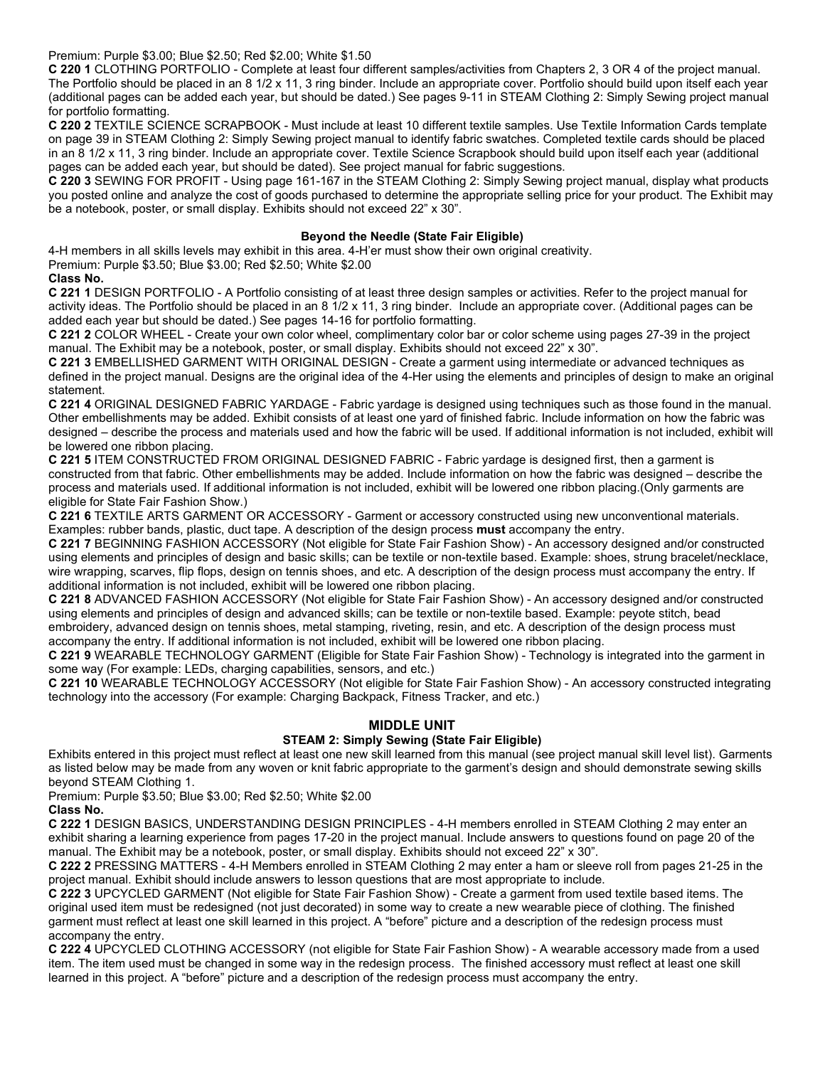Premium: Purple $3.00; Blue $2.50; Red $2.00; White $1.50

**C 220 1** CLOTHING PORTFOLIO - Complete at least four different samples/activities from Chapters 2, 3 OR 4 of the project manual. The Portfolio should be placed in an 8 1/2 x 11, 3 ring binder. Include an appropriate cover. Portfolio should build upon itself each year (additional pages can be added each year, but should be dated.) See pages 9-11 in STEAM Clothing 2: Simply Sewing project manual for portfolio formatting.

**C 220 2** TEXTILE SCIENCE SCRAPBOOK - Must include at least 10 different textile samples. Use Textile Information Cards template on page 39 in STEAM Clothing 2: Simply Sewing project manual to identify fabric swatches. Completed textile cards should be placed in an 8 1/2 x 11, 3 ring binder. Include an appropriate cover. Textile Science Scrapbook should build upon itself each year (additional pages can be added each year, but should be dated). See project manual for fabric suggestions.

**C 220 3** SEWING FOR PROFIT - Using page 161-167 in the STEAM Clothing 2: Simply Sewing project manual, display what products you posted online and analyze the cost of goods purchased to determine the appropriate selling price for your product. The Exhibit may be a notebook, poster, or small display. Exhibits should not exceed 22" x 30".

### Beyond the Needle (State Fair Eligible)

4-H members in all skills levels may exhibit in this area. 4-H'er must show their own original creativity.

Premium: Purple $3.50; Blue $3.00; Red $2.50; White $2.00

**Class No.**

**C 221 1** DESIGN PORTFOLIO - A Portfolio consisting of at least three design samples or activities. Refer to the project manual for activity ideas. The Portfolio should be placed in an 8 1/2 x 11, 3 ring binder. Include an appropriate cover. (Additional pages can be added each year but should be dated.) See pages 14-16 for portfolio formatting.

**C 221 2** COLOR WHEEL - Create your own color wheel, complimentary color bar or color scheme using pages 27-39 in the project manual. The Exhibit may be a notebook, poster, or small display. Exhibits should not exceed 22" x 30".

**C 221 3** EMBELLISHED GARMENT WITH ORIGINAL DESIGN - Create a garment using intermediate or advanced techniques as defined in the project manual. Designs are the original idea of the 4-Her using the elements and principles of design to make an original statement.

**C 221 4** ORIGINAL DESIGNED FABRIC YARDAGE - Fabric yardage is designed using techniques such as those found in the manual. Other embellishments may be added. Exhibit consists of at least one yard of finished fabric. Include information on how the fabric was designed – describe the process and materials used and how the fabric will be used. If additional information is not included, exhibit will be lowered one ribbon placing.

**C 221 5** ITEM CONSTRUCTED FROM ORIGINAL DESIGNED FABRIC - Fabric yardage is designed first, then a garment is constructed from that fabric. Other embellishments may be added. Include information on how the fabric was designed – describe the process and materials used. If additional information is not included, exhibit will be lowered one ribbon placing.(Only garments are eligible for State Fair Fashion Show.)

**C 221 6** TEXTILE ARTS GARMENT OR ACCESSORY - Garment or accessory constructed using new unconventional materials. Examples: rubber bands, plastic, duct tape. A description of the design process **must** accompany the entry.

**C 221 7** BEGINNING FASHION ACCESSORY (Not eligible for State Fair Fashion Show) - An accessory designed and/or constructed using elements and principles of design and basic skills; can be textile or non-textile based. Example: shoes, strung bracelet/necklace, wire wrapping, scarves, flip flops, design on tennis shoes, and etc. A description of the design process must accompany the entry. If additional information is not included, exhibit will be lowered one ribbon placing.

**C 221 8** ADVANCED FASHION ACCESSORY (Not eligible for State Fair Fashion Show) - An accessory designed and/or constructed using elements and principles of design and advanced skills; can be textile or non-textile based. Example: peyote stitch, bead embroidery, advanced design on tennis shoes, metal stamping, riveting, resin, and etc. A description of the design process must accompany the entry. If additional information is not included, exhibit will be lowered one ribbon placing.

**C 221 9** WEARABLE TECHNOLOGY GARMENT (Eligible for State Fair Fashion Show) - Technology is integrated into the garment in some way (For example: LEDs, charging capabilities, sensors, and etc.)

**C 221 10** WEARABLE TECHNOLOGY ACCESSORY (Not eligible for State Fair Fashion Show) - An accessory constructed integrating technology into the accessory (For example: Charging Backpack, Fitness Tracker, and etc.)

## MIDDLE UNIT

### STEAM 2: Simply Sewing (State Fair Eligible)

Exhibits entered in this project must reflect at least one new skill learned from this manual (see project manual skill level list). Garments as listed below may be made from any woven or knit fabric appropriate to the garment's design and should demonstrate sewing skills beyond STEAM Clothing 1.

Premium: Purple $3.50; Blue $3.00; Red $2.50; White $2.00

**Class No.**

**C 222 1** DESIGN BASICS, UNDERSTANDING DESIGN PRINCIPLES - 4-H members enrolled in STEAM Clothing 2 may enter an exhibit sharing a learning experience from pages 17-20 in the project manual. Include answers to questions found on page 20 of the manual. The Exhibit may be a notebook, poster, or small display. Exhibits should not exceed 22" x 30".

**C 222 2** PRESSING MATTERS - 4-H Members enrolled in STEAM Clothing 2 may enter a ham or sleeve roll from pages 21-25 in the project manual. Exhibit should include answers to lesson questions that are most appropriate to include.

**C 222 3** UPCYCLED GARMENT (Not eligible for State Fair Fashion Show) - Create a garment from used textile based items. The original used item must be redesigned (not just decorated) in some way to create a new wearable piece of clothing. The finished garment must reflect at least one skill learned in this project. A "before" picture and a description of the redesign process must accompany the entry.

**C 222 4** UPCYCLED CLOTHING ACCESSORY (not eligible for State Fair Fashion Show) - A wearable accessory made from a used item. The item used must be changed in some way in the redesign process. The finished accessory must reflect at least one skill learned in this project. A "before" picture and a description of the redesign process must accompany the entry.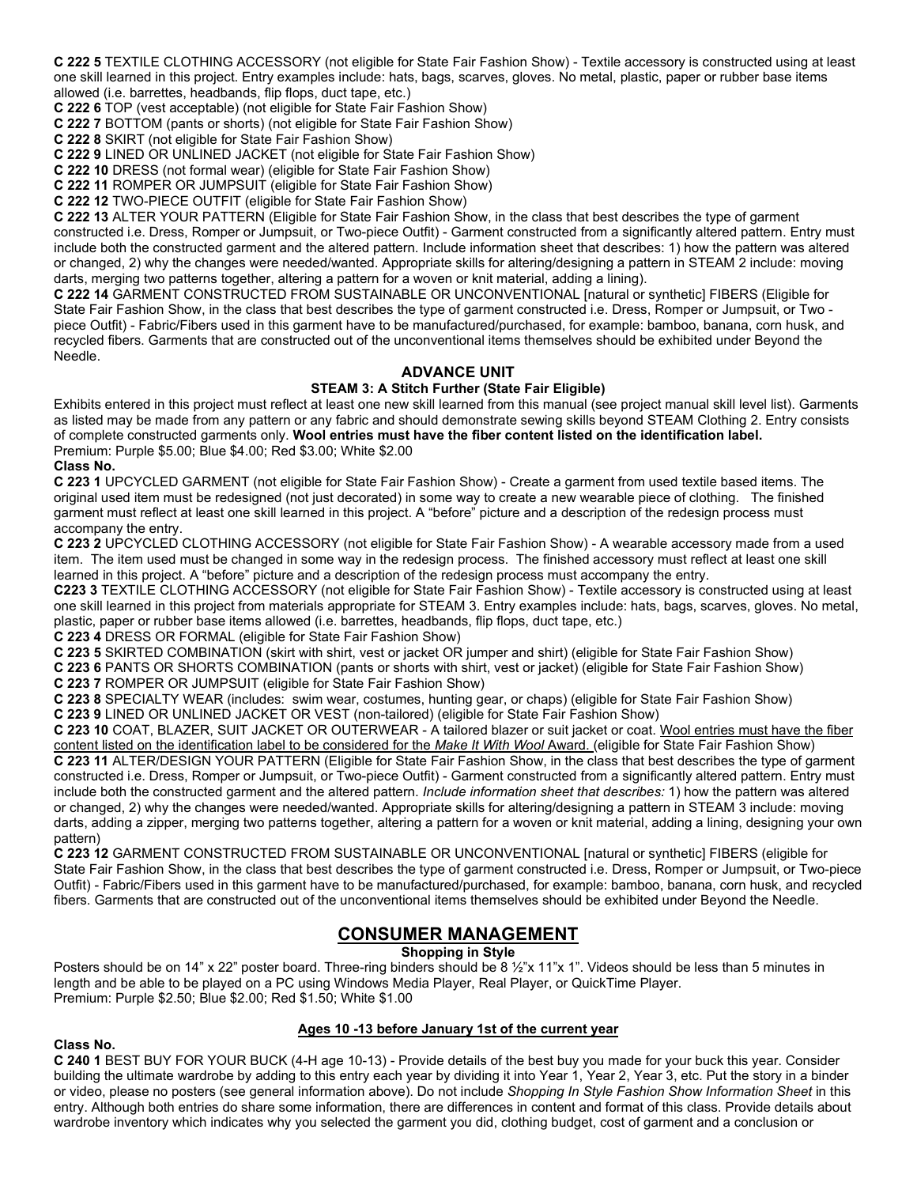**C 222 5** TEXTILE CLOTHING ACCESSORY (not eligible for State Fair Fashion Show) - Textile accessory is constructed using at least one skill learned in this project. Entry examples include: hats, bags, scarves, gloves. No metal, plastic, paper or rubber base items allowed (i.e. barrettes, headbands, flip flops, duct tape, etc.)

**C 222 6** TOP (vest acceptable) (not eligible for State Fair Fashion Show)

**C 222 7** BOTTOM (pants or shorts) (not eligible for State Fair Fashion Show)

**C 222 8** SKIRT (not eligible for State Fair Fashion Show)

**C 222 9** LINED OR UNLINED JACKET (not eligible for State Fair Fashion Show)

**C 222 10** DRESS (not formal wear) (eligible for State Fair Fashion Show)

**C 222 11** ROMPER OR JUMPSUIT (eligible for State Fair Fashion Show)

**C 222 12** TWO-PIECE OUTFIT (eligible for State Fair Fashion Show)

**C 222 13** ALTER YOUR PATTERN (Eligible for State Fair Fashion Show, in the class that best describes the type of garment constructed i.e. Dress, Romper or Jumpsuit, or Two-piece Outfit) - Garment constructed from a significantly altered pattern. Entry must include both the constructed garment and the altered pattern. Include information sheet that describes: 1) how the pattern was altered or changed, 2) why the changes were needed/wanted. Appropriate skills for altering/designing a pattern in STEAM 2 include: moving darts, merging two patterns together, altering a pattern for a woven or knit material, adding a lining).

**C 222 14** GARMENT CONSTRUCTED FROM SUSTAINABLE OR UNCONVENTIONAL [natural or synthetic] FIBERS (Eligible for State Fair Fashion Show, in the class that best describes the type of garment constructed i.e. Dress, Romper or Jumpsuit, or Two - piece Outfit) - Fabric/Fibers used in this garment have to be manufactured/purchased, for example: bamboo, banana, corn husk, and recycled fibers. Garments that are constructed out of the unconventional items themselves should be exhibited under Beyond the Needle.

### ADVANCE UNIT

#### STEAM 3: A Stitch Further (State Fair Eligible)

Exhibits entered in this project must reflect at least one new skill learned from this manual (see project manual skill level list). Garments as listed may be made from any pattern or any fabric and should demonstrate sewing skills beyond STEAM Clothing 2. Entry consists of complete constructed garments only. **Wool entries must have the fiber content listed on the identification label.**

Premium: Purple $5.00; Blue $4.00; Red $3.00; White $2.00

**Class No.**

**C 223 1** UPCYCLED GARMENT (not eligible for State Fair Fashion Show) - Create a garment from used textile based items. The original used item must be redesigned (not just decorated) in some way to create a new wearable piece of clothing. The finished garment must reflect at least one skill learned in this project. A "before" picture and a description of the redesign process must accompany the entry.

**C 223 2** UPCYCLED CLOTHING ACCESSORY (not eligible for State Fair Fashion Show) - A wearable accessory made from a used item. The item used must be changed in some way in the redesign process. The finished accessory must reflect at least one skill learned in this project. A "before" picture and a description of the redesign process must accompany the entry.

**C223 3** TEXTILE CLOTHING ACCESSORY (not eligible for State Fair Fashion Show) - Textile accessory is constructed using at least one skill learned in this project from materials appropriate for STEAM 3. Entry examples include: hats, bags, scarves, gloves. No metal, plastic, paper or rubber base items allowed (i.e. barrettes, headbands, flip flops, duct tape, etc.)

**C 223 4** DRESS OR FORMAL (eligible for State Fair Fashion Show)

**C 223 5** SKIRTED COMBINATION (skirt with shirt, vest or jacket OR jumper and shirt) (eligible for State Fair Fashion Show)

**C 223 6** PANTS OR SHORTS COMBINATION (pants or shorts with shirt, vest or jacket) (eligible for State Fair Fashion Show)

**C 223 7** ROMPER OR JUMPSUIT (eligible for State Fair Fashion Show)

**C 223 8** SPECIALTY WEAR (includes: swim wear, costumes, hunting gear, or chaps) (eligible for State Fair Fashion Show)

**C 223 9** LINED OR UNLINED JACKET OR VEST (non-tailored) (eligible for State Fair Fashion Show)

**C 223 10** COAT, BLAZER, SUIT JACKET OR OUTERWEAR - A tailored blazer or suit jacket or coat. Wool entries must have the fiber content listed on the identification label to be considered for the *Make It With Wool* Award. (eligible for State Fair Fashion Show)

**C 223 11** ALTER/DESIGN YOUR PATTERN (Eligible for State Fair Fashion Show, in the class that best describes the type of garment constructed i.e. Dress, Romper or Jumpsuit, or Two-piece Outfit) - Garment constructed from a significantly altered pattern. Entry must include both the constructed garment and the altered pattern. *Include information sheet that describes:* 1) how the pattern was altered or changed, 2) why the changes were needed/wanted. Appropriate skills for altering/designing a pattern in STEAM 3 include: moving darts, adding a zipper, merging two patterns together, altering a pattern for a woven or knit material, adding a lining, designing your own pattern)

**C 223 12** GARMENT CONSTRUCTED FROM SUSTAINABLE OR UNCONVENTIONAL [natural or synthetic] FIBERS (eligible for State Fair Fashion Show, in the class that best describes the type of garment constructed i.e. Dress, Romper or Jumpsuit, or Two-piece Outfit) - Fabric/Fibers used in this garment have to be manufactured/purchased, for example: bamboo, banana, corn husk, and recycled fibers. Garments that are constructed out of the unconventional items themselves should be exhibited under Beyond the Needle.

## CONSUMER MANAGEMENT

#### Shopping in Style

Posters should be on 14" x 22" poster board. Three-ring binders should be 8 ½"x 11"x 1". Videos should be less than 5 minutes in length and be able to be played on a PC using Windows Media Player, Real Player, or QuickTime Player.

Premium: Purple $2.50; Blue $2.00; Red $1.50; White $1.00

**Class No.**

**Ages 10 -13 before January 1st of the current year**

**C 240 1** BEST BUY FOR YOUR BUCK (4-H age 10-13) - Provide details of the best buy you made for your buck this year. Consider building the ultimate wardrobe by adding to this entry each year by dividing it into Year 1, Year 2, Year 3, etc. Put the story in a binder or video, no posters (see general information above). Do not include *Shopping In Style Fashion Show Information Sheet* in this entry. Although both entries do share some information, there are differences in content and format of this class. Provide details about wardrobe inventory which indicates why you selected the garment you did, clothing budget, cost of garment and a conclusion or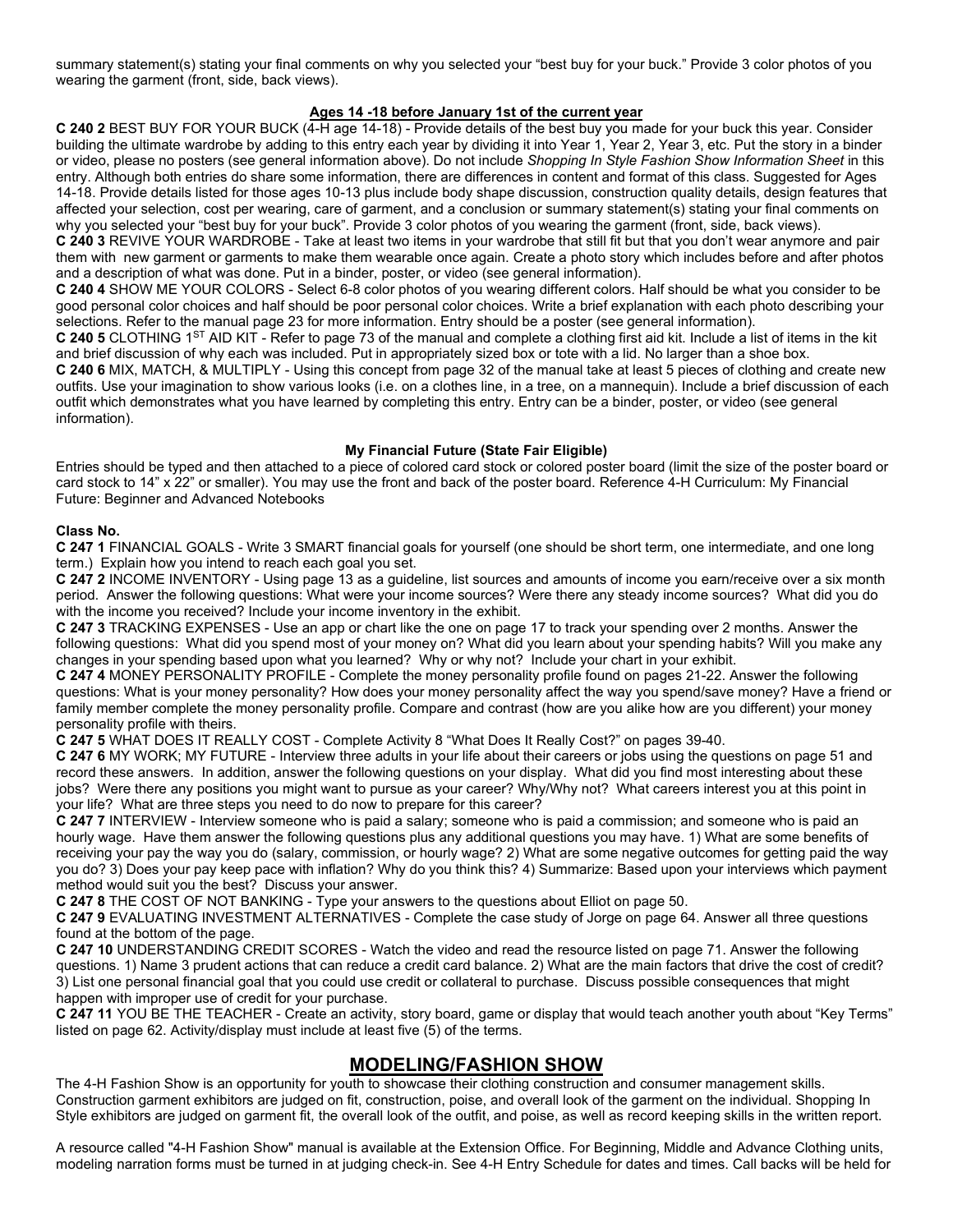summary statement(s) stating your final comments on why you selected your "best buy for your buck." Provide 3 color photos of you wearing the garment (front, side, back views).

**Ages 14 -18 before January 1st of the current year**

**C 240 2** BEST BUY FOR YOUR BUCK (4-H age 14-18) - Provide details of the best buy you made for your buck this year. Consider building the ultimate wardrobe by adding to this entry each year by dividing it into Year 1, Year 2, Year 3, etc. Put the story in a binder or video, please no posters (see general information above). Do not include *Shopping In Style Fashion Show Information Sheet* in this entry. Although both entries do share some information, there are differences in content and format of this class. Suggested for Ages 14-18. Provide details listed for those ages 10-13 plus include body shape discussion, construction quality details, design features that affected your selection, cost per wearing, care of garment, and a conclusion or summary statement(s) stating your final comments on why you selected your "best buy for your buck". Provide 3 color photos of you wearing the garment (front, side, back views).

**C 240 3** REVIVE YOUR WARDROBE - Take at least two items in your wardrobe that still fit but that you don't wear anymore and pair them with new garment or garments to make them wearable once again. Create a photo story which includes before and after photos and a description of what was done. Put in a binder, poster, or video (see general information).

**C 240 4** SHOW ME YOUR COLORS - Select 6-8 color photos of you wearing different colors. Half should be what you consider to be good personal color choices and half should be poor personal color choices. Write a brief explanation with each photo describing your selections. Refer to the manual page 23 for more information. Entry should be a poster (see general information).

**C 240 5** CLOTHING 1ST AID KIT - Refer to page 73 of the manual and complete a clothing first aid kit. Include a list of items in the kit and brief discussion of why each was included. Put in appropriately sized box or tote with a lid. No larger than a shoe box.

**C 240 6** MIX, MATCH, & MULTIPLY - Using this concept from page 32 of the manual take at least 5 pieces of clothing and create new outfits. Use your imagination to show various looks (i.e. on a clothes line, in a tree, on a mannequin). Include a brief discussion of each outfit which demonstrates what you have learned by completing this entry. Entry can be a binder, poster, or video (see general information).

**My Financial Future (State Fair Eligible)**

Entries should be typed and then attached to a piece of colored card stock or colored poster board (limit the size of the poster board or card stock to 14" x 22" or smaller). You may use the front and back of the poster board. Reference 4-H Curriculum: My Financial Future: Beginner and Advanced Notebooks

**Class No.**

**C 247 1** FINANCIAL GOALS - Write 3 SMART financial goals for yourself (one should be short term, one intermediate, and one long term.) Explain how you intend to reach each goal you set.

**C 247 2** INCOME INVENTORY - Using page 13 as a guideline, list sources and amounts of income you earn/receive over a six month period. Answer the following questions: What were your income sources? Were there any steady income sources? What did you do with the income you received? Include your income inventory in the exhibit.

**C 247 3** TRACKING EXPENSES - Use an app or chart like the one on page 17 to track your spending over 2 months. Answer the following questions: What did you spend most of your money on? What did you learn about your spending habits? Will you make any changes in your spending based upon what you learned? Why or why not? Include your chart in your exhibit.

**C 247 4** MONEY PERSONALITY PROFILE - Complete the money personality profile found on pages 21-22. Answer the following questions: What is your money personality? How does your money personality affect the way you spend/save money? Have a friend or family member complete the money personality profile. Compare and contrast (how are you alike how are you different) your money personality profile with theirs.

**C 247 5** WHAT DOES IT REALLY COST - Complete Activity 8 "What Does It Really Cost?" on pages 39-40.

**C 247 6** MY WORK; MY FUTURE - Interview three adults in your life about their careers or jobs using the questions on page 51 and record these answers. In addition, answer the following questions on your display. What did you find most interesting about these jobs? Were there any positions you might want to pursue as your career? Why/Why not? What careers interest you at this point in your life? What are three steps you need to do now to prepare for this career?

**C 247 7** INTERVIEW - Interview someone who is paid a salary; someone who is paid a commission; and someone who is paid an hourly wage. Have them answer the following questions plus any additional questions you may have. 1) What are some benefits of receiving your pay the way you do (salary, commission, or hourly wage? 2) What are some negative outcomes for getting paid the way you do? 3) Does your pay keep pace with inflation? Why do you think this? 4) Summarize: Based upon your interviews which payment method would suit you the best? Discuss your answer.

**C 247 8** THE COST OF NOT BANKING - Type your answers to the questions about Elliot on page 50.

**C 247 9** EVALUATING INVESTMENT ALTERNATIVES - Complete the case study of Jorge on page 64. Answer all three questions found at the bottom of the page.

**C 247 10** UNDERSTANDING CREDIT SCORES - Watch the video and read the resource listed on page 71. Answer the following questions. 1) Name 3 prudent actions that can reduce a credit card balance. 2) What are the main factors that drive the cost of credit? 3) List one personal financial goal that you could use credit or collateral to purchase. Discuss possible consequences that might happen with improper use of credit for your purchase.

**C 247 11** YOU BE THE TEACHER - Create an activity, story board, game or display that would teach another youth about "Key Terms" listed on page 62. Activity/display must include at least five (5) of the terms.

## MODELING/FASHION SHOW

The 4-H Fashion Show is an opportunity for youth to showcase their clothing construction and consumer management skills. Construction garment exhibitors are judged on fit, construction, poise, and overall look of the garment on the individual. Shopping In Style exhibitors are judged on garment fit, the overall look of the outfit, and poise, as well as record keeping skills in the written report.

A resource called "4-H Fashion Show" manual is available at the Extension Office. For Beginning, Middle and Advance Clothing units, modeling narration forms must be turned in at judging check-in. See 4-H Entry Schedule for dates and times. Call backs will be held for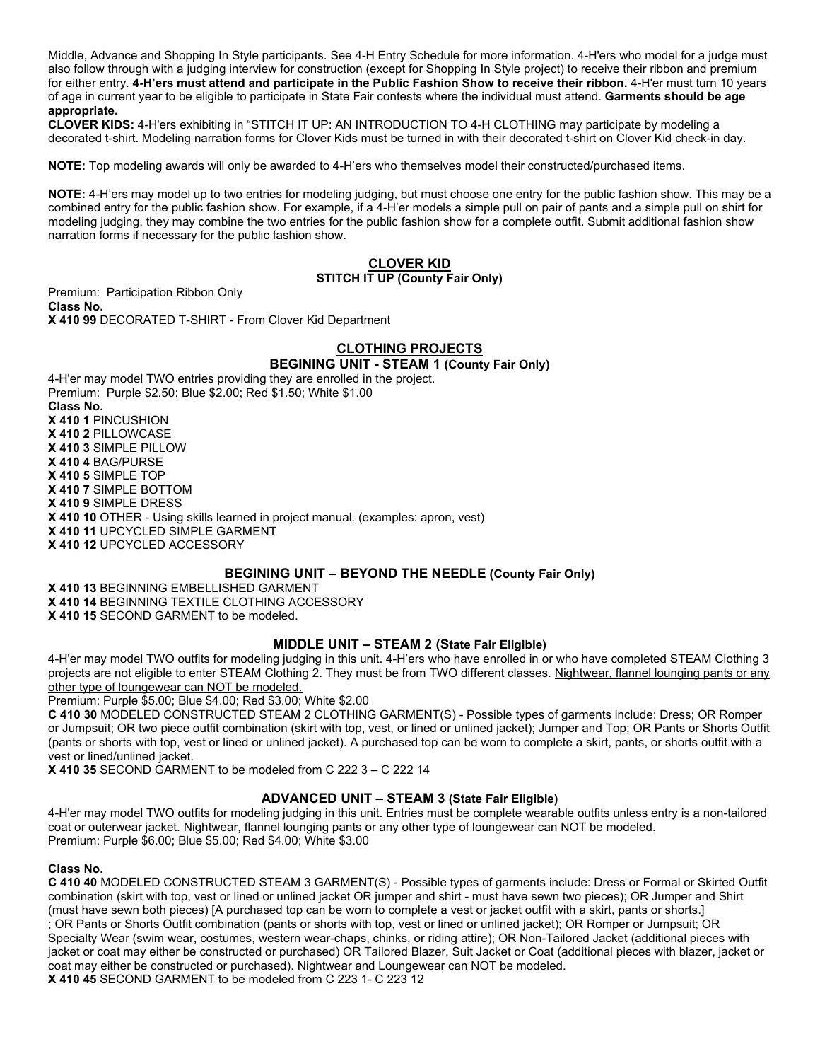Middle, Advance and Shopping In Style participants. See 4-H Entry Schedule for more information. 4-H'ers who model for a judge must also follow through with a judging interview for construction (except for Shopping In Style project) to receive their ribbon and premium for either entry. **4-H'ers must attend and participate in the Public Fashion Show to receive their ribbon.** 4-H'er must turn 10 years of age in current year to be eligible to participate in State Fair contests where the individual must attend. **Garments should be age appropriate.**

**CLOVER KIDS:** 4-H'ers exhibiting in "STITCH IT UP: AN INTRODUCTION TO 4-H CLOTHING may participate by modeling a decorated t-shirt. Modeling narration forms for Clover Kids must be turned in with their decorated t-shirt on Clover Kid check-in day.

**NOTE:** Top modeling awards will only be awarded to 4-H'ers who themselves model their constructed/purchased items.

**NOTE:** 4-H'ers may model up to two entries for modeling judging, but must choose one entry for the public fashion show. This may be a combined entry for the public fashion show. For example, if a 4-H'er models a simple pull on pair of pants and a simple pull on shirt for modeling judging, they may combine the two entries for the public fashion show for a complete outfit. Submit additional fashion show narration forms if necessary for the public fashion show.

## CLOVER KID

### STITCH IT UP (County Fair Only)

Premium: Participation Ribbon Only

**Class No.**

**X 410 99** DECORATED T-SHIRT - From Clover Kid Department

## CLOTHING PROJECTS

### BEGINING UNIT - STEAM 1 (County Fair Only)

4-H'er may model TWO entries providing they are enrolled in the project.

Premium: Purple $2.50; Blue $2.00; Red $1.50; White $1.00

**Class No.**

**X 410 1** PINCUSHION
**X 410 2** PILLOWCASE
**X 410 3** SIMPLE PILLOW
**X 410 4** BAG/PURSE
**X 410 5** SIMPLE TOP
**X 410 7** SIMPLE BOTTOM
**X 410 9** SIMPLE DRESS
**X 410 10** OTHER - Using skills learned in project manual. (examples: apron, vest)
**X 410 11** UPCYCLED SIMPLE GARMENT
**X 410 12** UPCYCLED ACCESSORY

### BEGINING UNIT – BEYOND THE NEEDLE (County Fair Only)

**X 410 13** BEGINNING EMBELLISHED GARMENT
**X 410 14** BEGINNING TEXTILE CLOTHING ACCESSORY
**X 410 15** SECOND GARMENT to be modeled.

### MIDDLE UNIT – STEAM 2 (State Fair Eligible)

4-H'er may model TWO outfits for modeling judging in this unit. 4-H'ers who have enrolled in or who have completed STEAM Clothing 3 projects are not eligible to enter STEAM Clothing 2. They must be from TWO different classes. Nightwear, flannel lounging pants or any other type of loungewear can NOT be modeled.

Premium: Purple $5.00; Blue $4.00; Red $3.00; White $2.00

**C 410 30** MODELED CONSTRUCTED STEAM 2 CLOTHING GARMENT(S) - Possible types of garments include: Dress; OR Romper or Jumpsuit; OR two piece outfit combination (skirt with top, vest, or lined or unlined jacket); Jumper and Top; OR Pants or Shorts Outfit (pants or shorts with top, vest or lined or unlined jacket). A purchased top can be worn to complete a skirt, pants, or shorts outfit with a vest or lined/unlined jacket.

**X 410 35** SECOND GARMENT to be modeled from C 222 3 – C 222 14

### ADVANCED UNIT – STEAM 3 (State Fair Eligible)

4-H'er may model TWO outfits for modeling judging in this unit. Entries must be complete wearable outfits unless entry is a non-tailored coat or outerwear jacket. Nightwear, flannel lounging pants or any other type of loungewear can NOT be modeled.

Premium: Purple $6.00; Blue $5.00; Red $4.00; White $3.00

**Class No.**

**C 410 40** MODELED CONSTRUCTED STEAM 3 GARMENT(S) - Possible types of garments include: Dress or Formal or Skirted Outfit combination (skirt with top, vest or lined or unlined jacket OR jumper and shirt - must have sewn two pieces); OR Jumper and Shirt (must have sewn both pieces) [A purchased top can be worn to complete a vest or jacket outfit with a skirt, pants or shorts.] ; OR Pants or Shorts Outfit combination (pants or shorts with top, vest or lined or unlined jacket); OR Romper or Jumpsuit; OR Specialty Wear (swim wear, costumes, western wear-chaps, chinks, or riding attire); OR Non-Tailored Jacket (additional pieces with jacket or coat may either be constructed or purchased) OR Tailored Blazer, Suit Jacket or Coat (additional pieces with blazer, jacket or coat may either be constructed or purchased). Nightwear and Loungewear can NOT be modeled.

**X 410 45** SECOND GARMENT to be modeled from C 223 1- C 223 12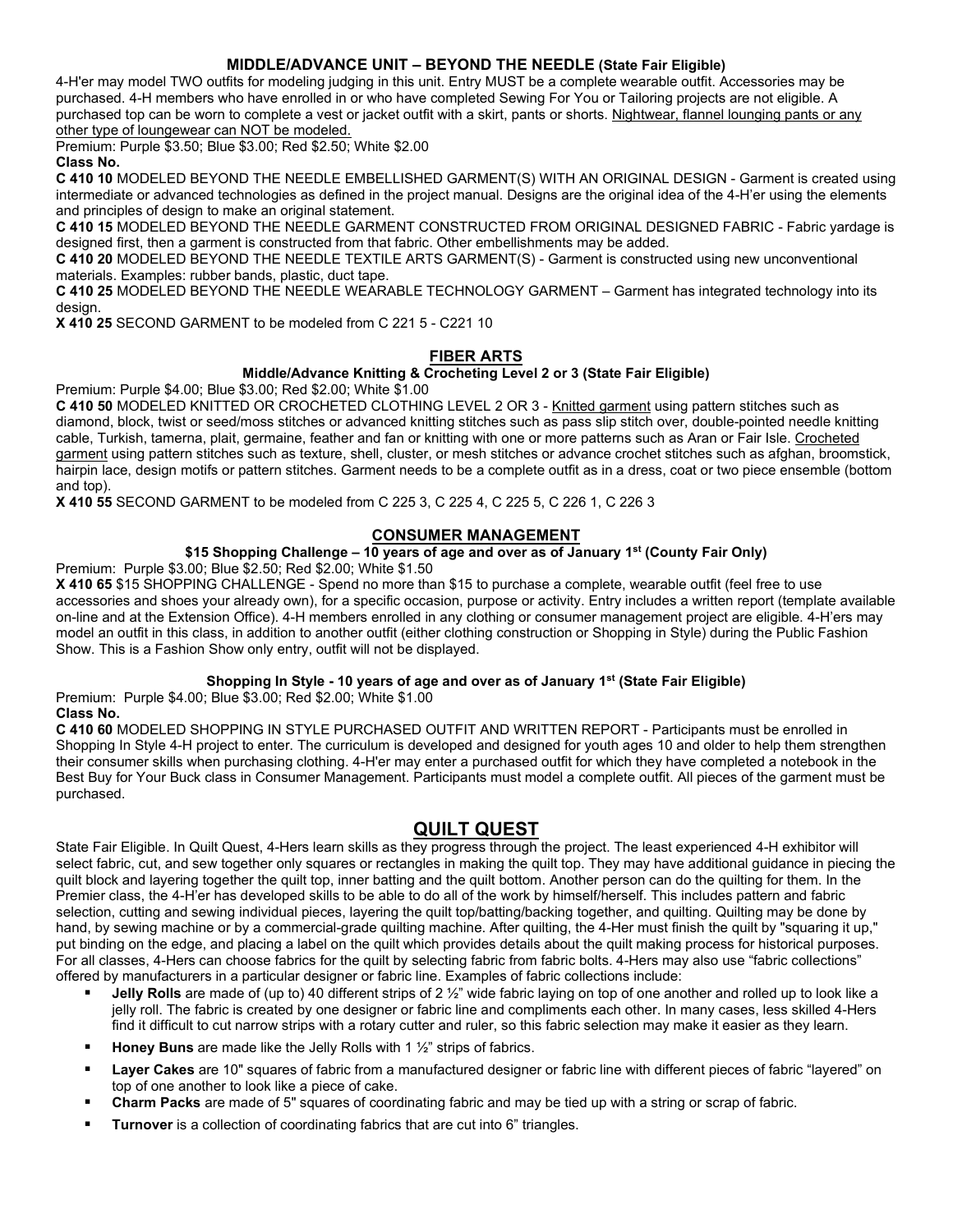### MIDDLE/ADVANCE UNIT – BEYOND THE NEEDLE (State Fair Eligible)

4-H'er may model TWO outfits for modeling judging in this unit. Entry MUST be a complete wearable outfit. Accessories may be purchased. 4-H members who have enrolled in or who have completed Sewing For You or Tailoring projects are not eligible. A purchased top can be worn to complete a vest or jacket outfit with a skirt, pants or shorts. Nightwear, flannel lounging pants or any other type of loungewear can NOT be modeled.

Premium: Purple $3.50; Blue $3.00; Red $2.50; White $2.00

**Class No.**

**C 410 10** MODELED BEYOND THE NEEDLE EMBELLISHED GARMENT(S) WITH AN ORIGINAL DESIGN - Garment is created using intermediate or advanced technologies as defined in the project manual. Designs are the original idea of the 4-H'er using the elements and principles of design to make an original statement.

**C 410 15** MODELED BEYOND THE NEEDLE GARMENT CONSTRUCTED FROM ORIGINAL DESIGNED FABRIC - Fabric yardage is designed first, then a garment is constructed from that fabric. Other embellishments may be added.

**C 410 20** MODELED BEYOND THE NEEDLE TEXTILE ARTS GARMENT(S) - Garment is constructed using new unconventional materials. Examples: rubber bands, plastic, duct tape.

**C 410 25** MODELED BEYOND THE NEEDLE WEARABLE TECHNOLOGY GARMENT – Garment has integrated technology into its design.

**X 410 25** SECOND GARMENT to be modeled from C 221 5 - C221 10

## FIBER ARTS

### Middle/Advance Knitting & Crocheting Level 2 or 3 (State Fair Eligible)

Premium: Purple $4.00; Blue $3.00; Red $2.00; White $1.00

**C 410 50** MODELED KNITTED OR CROCHETED CLOTHING LEVEL 2 OR 3 - Knitted garment using pattern stitches such as diamond, block, twist or seed/moss stitches or advanced knitting stitches such as pass slip stitch over, double-pointed needle knitting cable, Turkish, tamerna, plait, germaine, feather and fan or knitting with one or more patterns such as Aran or Fair Isle. Crocheted garment using pattern stitches such as texture, shell, cluster, or mesh stitches or advance crochet stitches such as afghan, broomstick, hairpin lace, design motifs or pattern stitches. Garment needs to be a complete outfit as in a dress, coat or two piece ensemble (bottom and top).

**X 410 55** SECOND GARMENT to be modeled from C 225 3, C 225 4, C 225 5, C 226 1, C 226 3

## CONSUMER MANAGEMENT

### $15 Shopping Challenge – 10 years of age and over as of January 1st (County Fair Only)

Premium: Purple $3.00; Blue $2.50; Red $2.00; White $1.50

**X 410 65** $15 SHOPPING CHALLENGE - Spend no more than $15 to purchase a complete, wearable outfit (feel free to use accessories and shoes your already own), for a specific occasion, purpose or activity. Entry includes a written report (template available on-line and at the Extension Office). 4-H members enrolled in any clothing or consumer management project are eligible. 4-H'ers may model an outfit in this class, in addition to another outfit (either clothing construction or Shopping in Style) during the Public Fashion Show. This is a Fashion Show only entry, outfit will not be displayed.

### Shopping In Style - 10 years of age and over as of January 1st (State Fair Eligible)

Premium: Purple $4.00; Blue $3.00; Red $2.00; White $1.00

**Class No.**

**C 410 60** MODELED SHOPPING IN STYLE PURCHASED OUTFIT AND WRITTEN REPORT - Participants must be enrolled in Shopping In Style 4-H project to enter. The curriculum is developed and designed for youth ages 10 and older to help them strengthen their consumer skills when purchasing clothing. 4-H'er may enter a purchased outfit for which they have completed a notebook in the Best Buy for Your Buck class in Consumer Management. Participants must model a complete outfit. All pieces of the garment must be purchased.

# QUILT QUEST

State Fair Eligible. In Quilt Quest, 4-Hers learn skills as they progress through the project. The least experienced 4-H exhibitor will select fabric, cut, and sew together only squares or rectangles in making the quilt top. They may have additional guidance in piecing the quilt block and layering together the quilt top, inner batting and the quilt bottom. Another person can do the quilting for them. In the Premier class, the 4-H'er has developed skills to be able to do all of the work by himself/herself. This includes pattern and fabric selection, cutting and sewing individual pieces, layering the quilt top/batting/backing together, and quilting. Quilting may be done by hand, by sewing machine or by a commercial-grade quilting machine. After quilting, the 4-Her must finish the quilt by "squaring it up," put binding on the edge, and placing a label on the quilt which provides details about the quilt making process for historical purposes. For all classes, 4-Hers can choose fabrics for the quilt by selecting fabric from fabric bolts. 4-Hers may also use "fabric collections" offered by manufacturers in a particular designer or fabric line. Examples of fabric collections include:

- **Jelly Rolls** are made of (up to) 40 different strips of 2 ½" wide fabric laying on top of one another and rolled up to look like a jelly roll. The fabric is created by one designer or fabric line and compliments each other. In many cases, less skilled 4-Hers find it difficult to cut narrow strips with a rotary cutter and ruler, so this fabric selection may make it easier as they learn.
- **Honey Buns** are made like the Jelly Rolls with 1 ½" strips of fabrics.
- **Layer Cakes** are 10" squares of fabric from a manufactured designer or fabric line with different pieces of fabric "layered" on top of one another to look like a piece of cake.
- **Charm Packs** are made of 5" squares of coordinating fabric and may be tied up with a string or scrap of fabric.
- **Turnover** is a collection of coordinating fabrics that are cut into 6" triangles.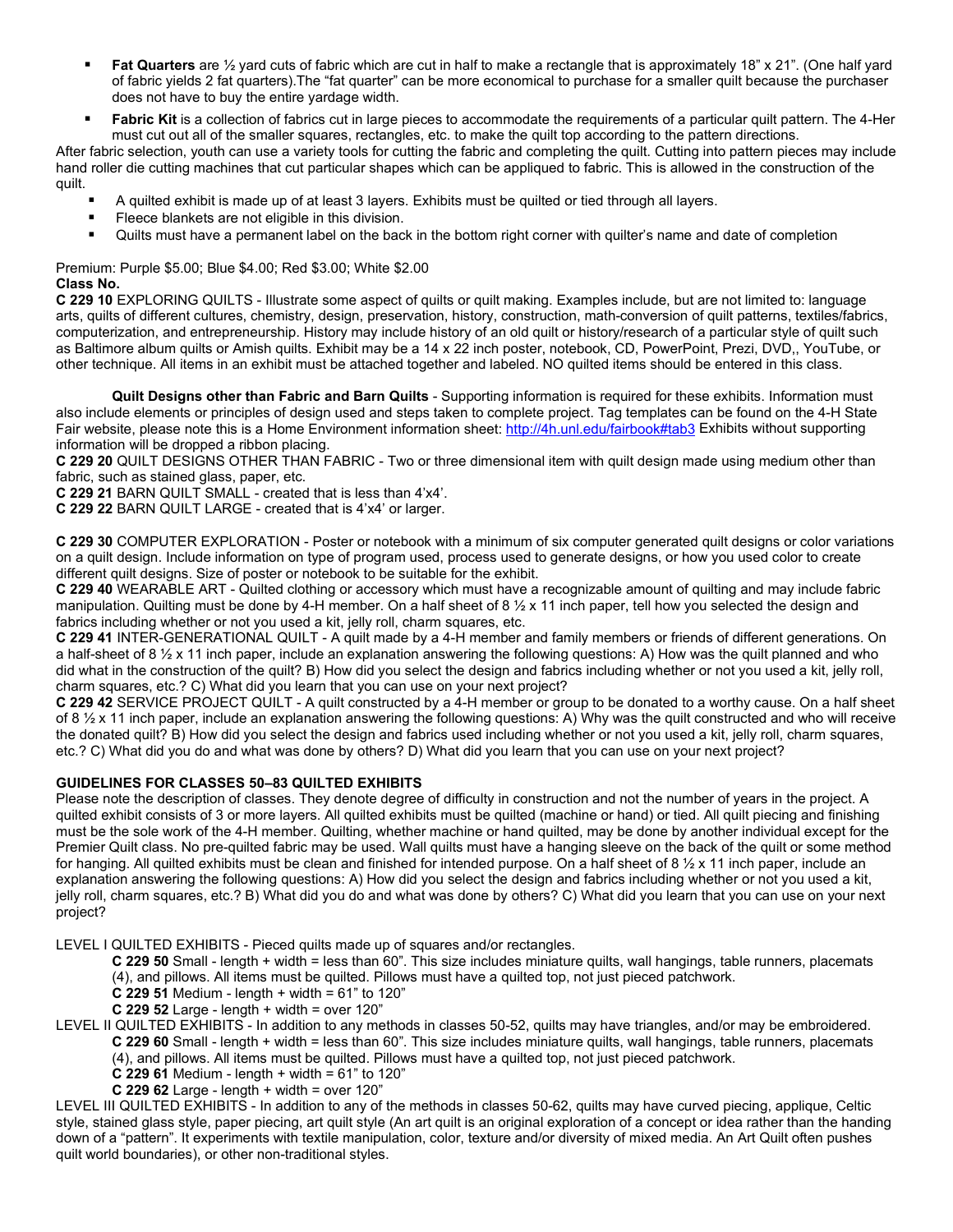- **Fat Quarters** are ½ yard cuts of fabric which are cut in half to make a rectangle that is approximately 18" x 21". (One half yard of fabric yields 2 fat quarters).The "fat quarter" can be more economical to purchase for a smaller quilt because the purchaser does not have to buy the entire yardage width.
- **Fabric Kit** is a collection of fabrics cut in large pieces to accommodate the requirements of a particular quilt pattern. The 4-Her must cut out all of the smaller squares, rectangles, etc. to make the quilt top according to the pattern directions.

After fabric selection, youth can use a variety tools for cutting the fabric and completing the quilt. Cutting into pattern pieces may include hand roller die cutting machines that cut particular shapes which can be appliqued to fabric. This is allowed in the construction of the quilt.

- A quilted exhibit is made up of at least 3 layers. Exhibits must be quilted or tied through all layers.
- Fleece blankets are not eligible in this division.
- Quilts must have a permanent label on the back in the bottom right corner with quilter's name and date of completion

Premium: Purple $5.00; Blue $4.00; Red $3.00; White $2.00

**Class No.**

**C 229 10** EXPLORING QUILTS - Illustrate some aspect of quilts or quilt making. Examples include, but are not limited to: language arts, quilts of different cultures, chemistry, design, preservation, history, construction, math-conversion of quilt patterns, textiles/fabrics, computerization, and entrepreneurship. History may include history of an old quilt or history/research of a particular style of quilt such as Baltimore album quilts or Amish quilts. Exhibit may be a 14 x 22 inch poster, notebook, CD, PowerPoint, Prezi, DVD,, YouTube, or other technique. All items in an exhibit must be attached together and labeled. NO quilted items should be entered in this class.

**Quilt Designs other than Fabric and Barn Quilts** - Supporting information is required for these exhibits. Information must also include elements or principles of design used and steps taken to complete project. Tag templates can be found on the 4-H State Fair website, please note this is a Home Environment information sheet: http://4h.unl.edu/fairbook#tab3 Exhibits without supporting information will be dropped a ribbon placing.

**C 229 20** QUILT DESIGNS OTHER THAN FABRIC - Two or three dimensional item with quilt design made using medium other than fabric, such as stained glass, paper, etc.

**C 229 21** BARN QUILT SMALL - created that is less than 4'x4'.

**C 229 22** BARN QUILT LARGE - created that is 4'x4' or larger.

**C 229 30** COMPUTER EXPLORATION - Poster or notebook with a minimum of six computer generated quilt designs or color variations on a quilt design. Include information on type of program used, process used to generate designs, or how you used color to create different quilt designs. Size of poster or notebook to be suitable for the exhibit.

**C 229 40** WEARABLE ART - Quilted clothing or accessory which must have a recognizable amount of quilting and may include fabric manipulation. Quilting must be done by 4-H member. On a half sheet of 8 ½ x 11 inch paper, tell how you selected the design and fabrics including whether or not you used a kit, jelly roll, charm squares, etc.

**C 229 41** INTER-GENERATIONAL QUILT - A quilt made by a 4-H member and family members or friends of different generations. On a half-sheet of 8 ½ x 11 inch paper, include an explanation answering the following questions: A) How was the quilt planned and who did what in the construction of the quilt? B) How did you select the design and fabrics including whether or not you used a kit, jelly roll, charm squares, etc.? C) What did you learn that you can use on your next project?

**C 229 42** SERVICE PROJECT QUILT - A quilt constructed by a 4-H member or group to be donated to a worthy cause. On a half sheet of 8 ½ x 11 inch paper, include an explanation answering the following questions: A) Why was the quilt constructed and who will receive the donated quilt? B) How did you select the design and fabrics used including whether or not you used a kit, jelly roll, charm squares, etc.? C) What did you do and what was done by others? D) What did you learn that you can use on your next project?

**GUIDELINES FOR CLASSES 50–83 QUILTED EXHIBITS**

Please note the description of classes. They denote degree of difficulty in construction and not the number of years in the project. A quilted exhibit consists of 3 or more layers. All quilted exhibits must be quilted (machine or hand) or tied. All quilt piecing and finishing must be the sole work of the 4-H member. Quilting, whether machine or hand quilted, may be done by another individual except for the Premier Quilt class. No pre-quilted fabric may be used. Wall quilts must have a hanging sleeve on the back of the quilt or some method for hanging. All quilted exhibits must be clean and finished for intended purpose. On a half sheet of 8 ½ x 11 inch paper, include an explanation answering the following questions: A) How did you select the design and fabrics including whether or not you used a kit, jelly roll, charm squares, etc.? B) What did you do and what was done by others? C) What did you learn that you can use on your next project?

LEVEL I QUILTED EXHIBITS - Pieced quilts made up of squares and/or rectangles.

**C 229 50** Small - length + width = less than 60". This size includes miniature quilts, wall hangings, table runners, placemats (4), and pillows. All items must be quilted. Pillows must have a quilted top, not just pieced patchwork.

**C 229 51** Medium - length + width = 61" to 120"

**C 229 52** Large - length + width = over 120"

LEVEL II QUILTED EXHIBITS - In addition to any methods in classes 50-52, quilts may have triangles, and/or may be embroidered.

**C 229 60** Small - length + width = less than 60". This size includes miniature quilts, wall hangings, table runners, placemats (4), and pillows. All items must be quilted. Pillows must have a quilted top, not just pieced patchwork.

**C 229 61** Medium - length + width = 61" to 120"

**C 229 62** Large - length + width = over 120"

LEVEL III QUILTED EXHIBITS - In addition to any of the methods in classes 50-62, quilts may have curved piecing, applique, Celtic style, stained glass style, paper piecing, art quilt style (An art quilt is an original exploration of a concept or idea rather than the handing down of a "pattern". It experiments with textile manipulation, color, texture and/or diversity of mixed media. An Art Quilt often pushes quilt world boundaries), or other non-traditional styles.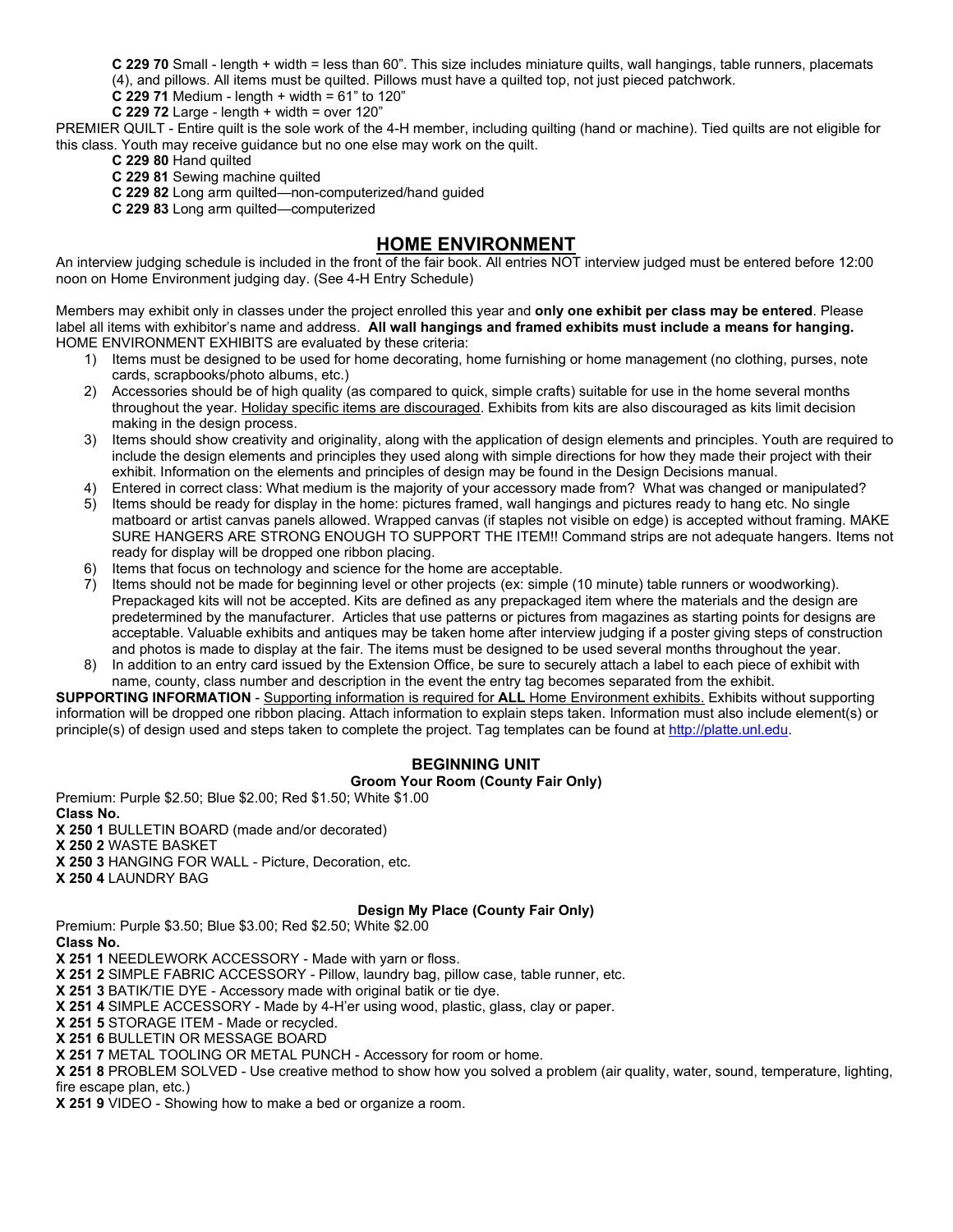**C 229 70** Small - length + width = less than 60". This size includes miniature quilts, wall hangings, table runners, placemats (4), and pillows. All items must be quilted. Pillows must have a quilted top, not just pieced patchwork.

**C 229 71** Medium - length + width = 61" to 120"

**C 229 72** Large - length + width = over 120"

PREMIER QUILT - Entire quilt is the sole work of the 4-H member, including quilting (hand or machine). Tied quilts are not eligible for this class. Youth may receive guidance but no one else may work on the quilt.

**C 229 80** Hand quilted

**C 229 81** Sewing machine quilted

**C 229 82** Long arm quilted—non-computerized/hand guided

**C 229 83** Long arm quilted—computerized

## HOME ENVIRONMENT

An interview judging schedule is included in the front of the fair book. All entries NOT interview judged must be entered before 12:00 noon on Home Environment judging day. (See 4-H Entry Schedule)

Members may exhibit only in classes under the project enrolled this year and **only one exhibit per class may be entered**. Please label all items with exhibitor's name and address. **All wall hangings and framed exhibits must include a means for hanging.** HOME ENVIRONMENT EXHIBITS are evaluated by these criteria:

1) Items must be designed to be used for home decorating, home furnishing or home management (no clothing, purses, note cards, scrapbooks/photo albums, etc.)
2) Accessories should be of high quality (as compared to quick, simple crafts) suitable for use in the home several months throughout the year. Holiday specific items are discouraged. Exhibits from kits are also discouraged as kits limit decision making in the design process.
3) Items should show creativity and originality, along with the application of design elements and principles. Youth are required to include the design elements and principles they used along with simple directions for how they made their project with their exhibit. Information on the elements and principles of design may be found in the Design Decisions manual.
4) Entered in correct class: What medium is the majority of your accessory made from? What was changed or manipulated?
5) Items should be ready for display in the home: pictures framed, wall hangings and pictures ready to hang etc. No single matboard or artist canvas panels allowed. Wrapped canvas (if staples not visible on edge) is accepted without framing. MAKE SURE HANGERS ARE STRONG ENOUGH TO SUPPORT THE ITEM!! Command strips are not adequate hangers. Items not ready for display will be dropped one ribbon placing.
6) Items that focus on technology and science for the home are acceptable.
7) Items should not be made for beginning level or other projects (ex: simple (10 minute) table runners or woodworking). Prepackaged kits will not be accepted. Kits are defined as any prepackaged item where the materials and the design are predetermined by the manufacturer. Articles that use patterns or pictures from magazines as starting points for designs are acceptable. Valuable exhibits and antiques may be taken home after interview judging if a poster giving steps of construction and photos is made to display at the fair. The items must be designed to be used several months throughout the year.
8) In addition to an entry card issued by the Extension Office, be sure to securely attach a label to each piece of exhibit with name, county, class number and description in the event the entry tag becomes separated from the exhibit.

**SUPPORTING INFORMATION** - Supporting information is required for **ALL** Home Environment exhibits. Exhibits without supporting information will be dropped one ribbon placing. Attach information to explain steps taken. Information must also include element(s) or principle(s) of design used and steps taken to complete the project. Tag templates can be found at http://platte.unl.edu.

### BEGINNING UNIT

#### Groom Your Room (County Fair Only)

Premium: Purple $2.50; Blue $2.00; Red $1.50; White $1.00

**Class No.**

**X 250 1** BULLETIN BOARD (made and/or decorated)

**X 250 2** WASTE BASKET

**X 250 3** HANGING FOR WALL - Picture, Decoration, etc.

**X 250 4** LAUNDRY BAG

#### Design My Place (County Fair Only)

Premium: Purple $3.50; Blue $3.00; Red $2.50; White $2.00

**Class No.**

**X 251 1** NEEDLEWORK ACCESSORY - Made with yarn or floss.

**X 251 2** SIMPLE FABRIC ACCESSORY - Pillow, laundry bag, pillow case, table runner, etc.

**X 251 3** BATIK/TIE DYE - Accessory made with original batik or tie dye.

**X 251 4** SIMPLE ACCESSORY - Made by 4-H'er using wood, plastic, glass, clay or paper.

**X 251 5** STORAGE ITEM - Made or recycled.

**X 251 6** BULLETIN OR MESSAGE BOARD

**X 251 7** METAL TOOLING OR METAL PUNCH - Accessory for room or home.

**X 251 8** PROBLEM SOLVED - Use creative method to show how you solved a problem (air quality, water, sound, temperature, lighting, fire escape plan, etc.)

**X 251 9** VIDEO - Showing how to make a bed or organize a room.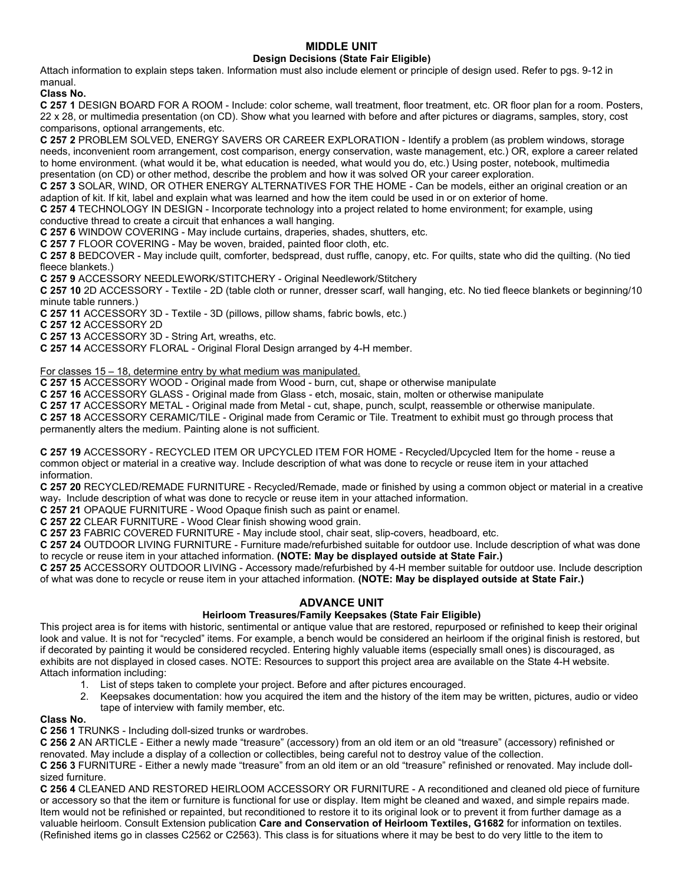## MIDDLE UNIT

### Design Decisions (State Fair Eligible)

Attach information to explain steps taken. Information must also include element or principle of design used. Refer to pgs. 9-12 in manual.

**Class No.**

**C 257 1** DESIGN BOARD FOR A ROOM - Include: color scheme, wall treatment, floor treatment, etc. OR floor plan for a room. Posters, 22 x 28, or multimedia presentation (on CD). Show what you learned with before and after pictures or diagrams, samples, story, cost comparisons, optional arrangements, etc.

**C 257 2** PROBLEM SOLVED, ENERGY SAVERS OR CAREER EXPLORATION - Identify a problem (as problem windows, storage needs, inconvenient room arrangement, cost comparison, energy conservation, waste management, etc.) OR, explore a career related to home environment. (what would it be, what education is needed, what would you do, etc.) Using poster, notebook, multimedia presentation (on CD) or other method, describe the problem and how it was solved OR your career exploration.

**C 257 3** SOLAR, WIND, OR OTHER ENERGY ALTERNATIVES FOR THE HOME - Can be models, either an original creation or an adaption of kit. If kit, label and explain what was learned and how the item could be used in or on exterior of home.

**C 257 4** TECHNOLOGY IN DESIGN - Incorporate technology into a project related to home environment; for example, using conductive thread to create a circuit that enhances a wall hanging.

**C 257 6** WINDOW COVERING - May include curtains, draperies, shades, shutters, etc.

**C 257 7** FLOOR COVERING - May be woven, braided, painted floor cloth, etc.

**C 257 8** BEDCOVER - May include quilt, comforter, bedspread, dust ruffle, canopy, etc. For quilts, state who did the quilting. (No tied fleece blankets.)

**C 257 9** ACCESSORY NEEDLEWORK/STITCHERY - Original Needlework/Stitchery

**C 257 10** 2D ACCESSORY - Textile - 2D (table cloth or runner, dresser scarf, wall hanging, etc. No tied fleece blankets or beginning/10 minute table runners.)

**C 257 11** ACCESSORY 3D - Textile - 3D (pillows, pillow shams, fabric bowls, etc.)

**C 257 12** ACCESSORY 2D

**C 257 13** ACCESSORY 3D - String Art, wreaths, etc.

**C 257 14** ACCESSORY FLORAL - Original Floral Design arranged by 4-H member.

For classes 15 – 18, determine entry by what medium was manipulated.

**C 257 15** ACCESSORY WOOD - Original made from Wood - burn, cut, shape or otherwise manipulate

**C 257 16** ACCESSORY GLASS - Original made from Glass - etch, mosaic, stain, molten or otherwise manipulate

**C 257 17** ACCESSORY METAL - Original made from Metal - cut, shape, punch, sculpt, reassemble or otherwise manipulate.

**C 257 18** ACCESSORY CERAMIC/TILE - Original made from Ceramic or Tile. Treatment to exhibit must go through process that permanently alters the medium. Painting alone is not sufficient.

**C 257 19** ACCESSORY - RECYCLED ITEM OR UPCYCLED ITEM FOR HOME - Recycled/Upcycled Item for the home - reuse a common object or material in a creative way. Include description of what was done to recycle or reuse item in your attached information.

**C 257 20** RECYCLED/REMADE FURNITURE - Recycled/Remade, made or finished by using a common object or material in a creative way. Include description of what was done to recycle or reuse item in your attached information.

**C 257 21** OPAQUE FURNITURE - Wood Opaque finish such as paint or enamel.

**C 257 22** CLEAR FURNITURE - Wood Clear finish showing wood grain.

**C 257 23** FABRIC COVERED FURNITURE - May include stool, chair seat, slip-covers, headboard, etc.

**C 257 24** OUTDOOR LIVING FURNITURE - Furniture made/refurbished suitable for outdoor use. Include description of what was done to recycle or reuse item in your attached information. **(NOTE: May be displayed outside at State Fair.)**

**C 257 25** ACCESSORY OUTDOOR LIVING - Accessory made/refurbished by 4-H member suitable for outdoor use. Include description of what was done to recycle or reuse item in your attached information. **(NOTE: May be displayed outside at State Fair.)**

## ADVANCE UNIT

### Heirloom Treasures/Family Keepsakes (State Fair Eligible)

This project area is for items with historic, sentimental or antique value that are restored, repurposed or refinished to keep their original look and value. It is not for "recycled" items. For example, a bench would be considered an heirloom if the original finish is restored, but if decorated by painting it would be considered recycled. Entering highly valuable items (especially small ones) is discouraged, as exhibits are not displayed in closed cases. NOTE: Resources to support this project area are available on the State 4-H website. Attach information including:

1. List of steps taken to complete your project. Before and after pictures encouraged.
2. Keepsakes documentation: how you acquired the item and the history of the item may be written, pictures, audio or video tape of interview with family member, etc.

**Class No.**

**C 256 1** TRUNKS - Including doll-sized trunks or wardrobes.

**C 256 2** AN ARTICLE - Either a newly made "treasure" (accessory) from an old item or an old "treasure" (accessory) refinished or renovated. May include a display of a collection or collectibles, being careful not to destroy value of the collection.

**C 256 3** FURNITURE - Either a newly made "treasure" from an old item or an old "treasure" refinished or renovated. May include doll-sized furniture.

**C 256 4** CLEANED AND RESTORED HEIRLOOM ACCESSORY OR FURNITURE - A reconditioned and cleaned old piece of furniture or accessory so that the item or furniture is functional for use or display. Item might be cleaned and waxed, and simple repairs made. Item would not be refinished or repainted, but reconditioned to restore it to its original look or to prevent it from further damage as a valuable heirloom. Consult Extension publication **Care and Conservation of Heirloom Textiles, G1682** for information on textiles. (Refinished items go in classes C2562 or C2563). This class is for situations where it may be best to do very little to the item to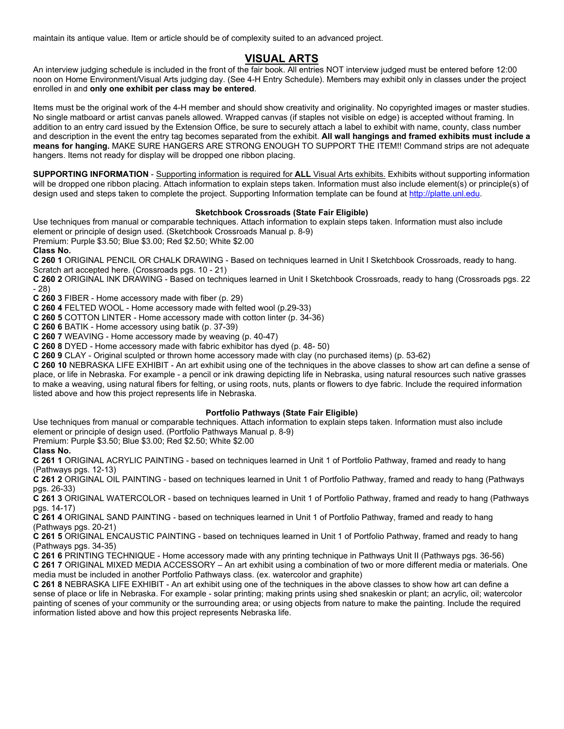maintain its antique value. Item or article should be of complexity suited to an advanced project.

# VISUAL ARTS

An interview judging schedule is included in the front of the fair book. All entries NOT interview judged must be entered before 12:00 noon on Home Environment/Visual Arts judging day. (See 4-H Entry Schedule). Members may exhibit only in classes under the project enrolled in and **only one exhibit per class may be entered**.

Items must be the original work of the 4-H member and should show creativity and originality. No copyrighted images or master studies. No single matboard or artist canvas panels allowed. Wrapped canvas (if staples not visible on edge) is accepted without framing. In addition to an entry card issued by the Extension Office, be sure to securely attach a label to exhibit with name, county, class number and description in the event the entry tag becomes separated from the exhibit. **All wall hangings and framed exhibits must include a means for hanging.** MAKE SURE HANGERS ARE STRONG ENOUGH TO SUPPORT THE ITEM!! Command strips are not adequate hangers. Items not ready for display will be dropped one ribbon placing.

**SUPPORTING INFORMATION** - Supporting information is required for **ALL** Visual Arts exhibits. Exhibits without supporting information will be dropped one ribbon placing. Attach information to explain steps taken. Information must also include element(s) or principle(s) of design used and steps taken to complete the project. Supporting Information template can be found at http://platte.unl.edu.

### Sketchbook Crossroads (State Fair Eligible)

Use techniques from manual or comparable techniques. Attach information to explain steps taken. Information must also include element or principle of design used. (Sketchbook Crossroads Manual p. 8-9)

Premium: Purple $3.50; Blue $3.00; Red $2.50; White $2.00

**Class No.**

**C 260 1** ORIGINAL PENCIL OR CHALK DRAWING - Based on techniques learned in Unit I Sketchbook Crossroads, ready to hang. Scratch art accepted here. (Crossroads pgs. 10 - 21)

**C 260 2** ORIGINAL INK DRAWING - Based on techniques learned in Unit I Sketchbook Crossroads, ready to hang (Crossroads pgs. 22 - 28)

**C 260 3** FIBER - Home accessory made with fiber (p. 29)

**C 260 4** FELTED WOOL - Home accessory made with felted wool (p.29-33)

**C 260 5** COTTON LINTER - Home accessory made with cotton linter (p. 34-36)

**C 260 6** BATIK - Home accessory using batik (p. 37-39)

**C 260 7** WEAVING - Home accessory made by weaving (p. 40-47)

**C 260 8** DYED - Home accessory made with fabric exhibitor has dyed (p. 48- 50)

**C 260 9** CLAY - Original sculpted or thrown home accessory made with clay (no purchased items) (p. 53-62)

**C 260 10** NEBRASKA LIFE EXHIBIT - An art exhibit using one of the techniques in the above classes to show art can define a sense of place, or life in Nebraska. For example - a pencil or ink drawing depicting life in Nebraska, using natural resources such native grasses to make a weaving, using natural fibers for felting, or using roots, nuts, plants or flowers to dye fabric. Include the required information listed above and how this project represents life in Nebraska.

### Portfolio Pathways (State Fair Eligible)

Use techniques from manual or comparable techniques. Attach information to explain steps taken. Information must also include element or principle of design used. (Portfolio Pathways Manual p. 8-9)

Premium: Purple $3.50; Blue $3.00; Red $2.50; White $2.00

**Class No.**

**C 261 1** ORIGINAL ACRYLIC PAINTING - based on techniques learned in Unit 1 of Portfolio Pathway, framed and ready to hang (Pathways pgs. 12-13)

**C 261 2** ORIGINAL OIL PAINTING - based on techniques learned in Unit 1 of Portfolio Pathway, framed and ready to hang (Pathways pgs. 26-33)

**C 261 3** ORIGINAL WATERCOLOR - based on techniques learned in Unit 1 of Portfolio Pathway, framed and ready to hang (Pathways pgs. 14-17)

**C 261 4** ORIGINAL SAND PAINTING - based on techniques learned in Unit 1 of Portfolio Pathway, framed and ready to hang (Pathways pgs. 20-21)

**C 261 5** ORIGINAL ENCAUSTIC PAINTING - based on techniques learned in Unit 1 of Portfolio Pathway, framed and ready to hang (Pathways pgs. 34-35)

**C 261 6** PRINTING TECHNIQUE - Home accessory made with any printing technique in Pathways Unit II (Pathways pgs. 36-56)

**C 261 7** ORIGINAL MIXED MEDIA ACCESSORY – An art exhibit using a combination of two or more different media or materials. One media must be included in another Portfolio Pathways class. (ex. watercolor and graphite)

**C 261 8** NEBRASKA LIFE EXHIBIT - An art exhibit using one of the techniques in the above classes to show how art can define a sense of place or life in Nebraska. For example - solar printing; making prints using shed snakeskin or plant; an acrylic, oil; watercolor painting of scenes of your community or the surrounding area; or using objects from nature to make the painting. Include the required information listed above and how this project represents Nebraska life.